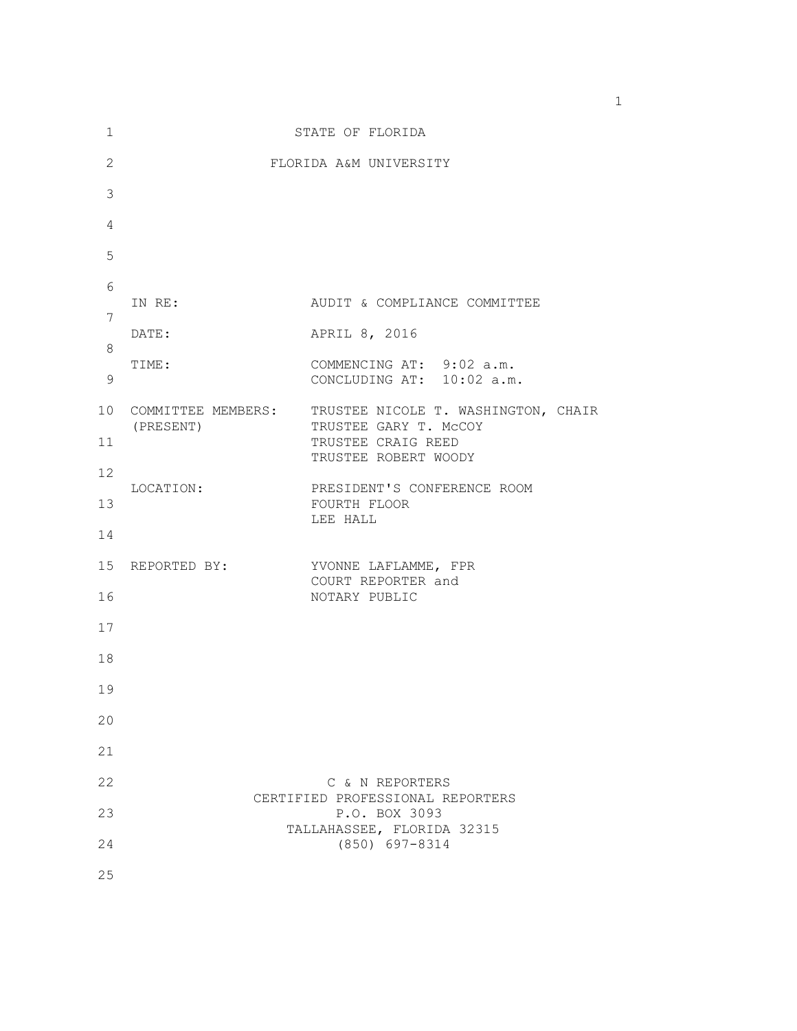STATE OF FLORIDA

FLORIDA A&M UNIVERSITY

IN RE: AUDIT & COMPLIANCE COMMITTEE

DATE: APRIL 8, 2016

TIME: COMMENCING AT: 9:02 a.m.
CONCLUDING AT: 10:02 a.m.

COMMITTEE MEMBERS: (PRESENT)
TRUSTEE NICOLE T. WASHINGTON, CHAIR
TRUSTEE GARY T. McCOY
TRUSTEE CRAIG REED
TRUSTEE ROBERT WOODY

LOCATION: PRESIDENT'S CONFERENCE ROOM
FOURTH FLOOR
LEE HALL

REPORTED BY: YVONNE LAFLAMME, FPR
COURT REPORTER and
NOTARY PUBLIC

C & N REPORTERS
CERTIFIED PROFESSIONAL REPORTERS
P.O. BOX 3093
TALLAHASSEE, FLORIDA 32315
(850) 697-8314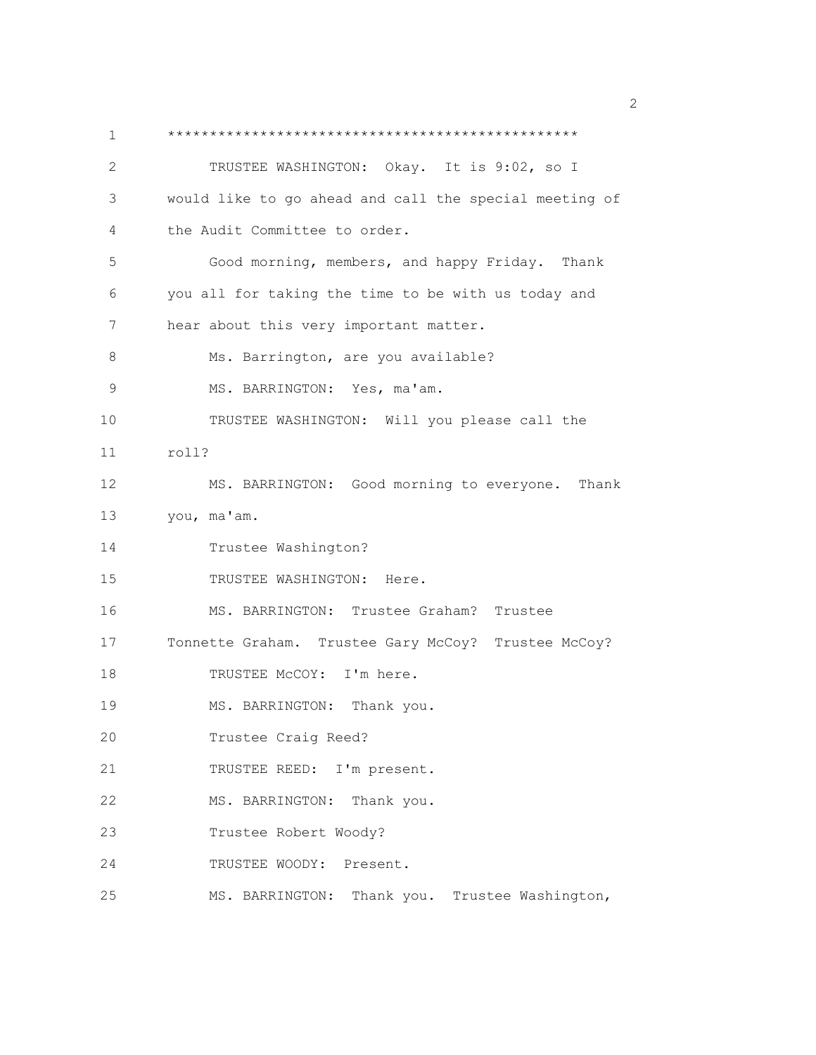************************************************

TRUSTEE WASHINGTON: Okay. It is 9:02, so I would like to go ahead and call the special meeting of the Audit Committee to order.

Good morning, members, and happy Friday. Thank you all for taking the time to be with us today and hear about this very important matter.

Ms. Barrington, are you available?

MS. BARRINGTON: Yes, ma'am.

TRUSTEE WASHINGTON: Will you please call the roll?

MS. BARRINGTON: Good morning to everyone. Thank you, ma'am.

Trustee Washington?

TRUSTEE WASHINGTON: Here.

MS. BARRINGTON: Trustee Graham? Trustee Tonnette Graham. Trustee Gary McCoy? Trustee McCoy?

TRUSTEE McCOY: I'm here.

MS. BARRINGTON: Thank you.

Trustee Craig Reed?

TRUSTEE REED: I'm present.

MS. BARRINGTON: Thank you.

Trustee Robert Woody?

TRUSTEE WOODY: Present.

MS. BARRINGTON: Thank you. Trustee Washington,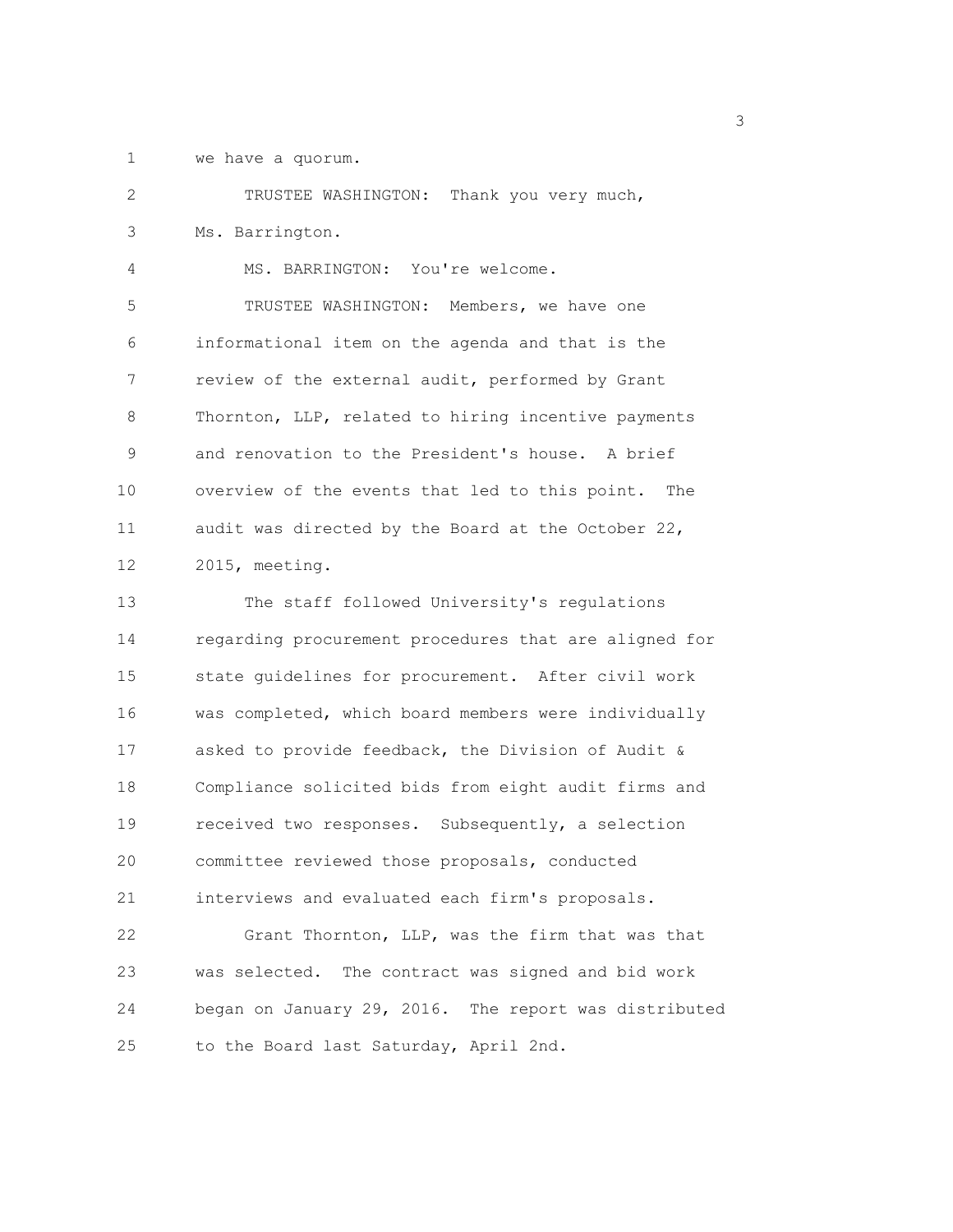we have a quorum.

TRUSTEE WASHINGTON: Thank you very much, Ms. Barrington.

MS. BARRINGTON: You're welcome.

TRUSTEE WASHINGTON: Members, we have one informational item on the agenda and that is the review of the external audit, performed by Grant Thornton, LLP, related to hiring incentive payments and renovation to the President's house. A brief overview of the events that led to this point. The audit was directed by the Board at the October 22, 2015, meeting.

The staff followed University's regulations regarding procurement procedures that are aligned for state guidelines for procurement. After civil work was completed, which board members were individually asked to provide feedback, the Division of Audit & Compliance solicited bids from eight audit firms and received two responses. Subsequently, a selection committee reviewed those proposals, conducted interviews and evaluated each firm's proposals.

Grant Thornton, LLP, was the firm that was that was selected. The contract was signed and bid work began on January 29, 2016. The report was distributed to the Board last Saturday, April 2nd.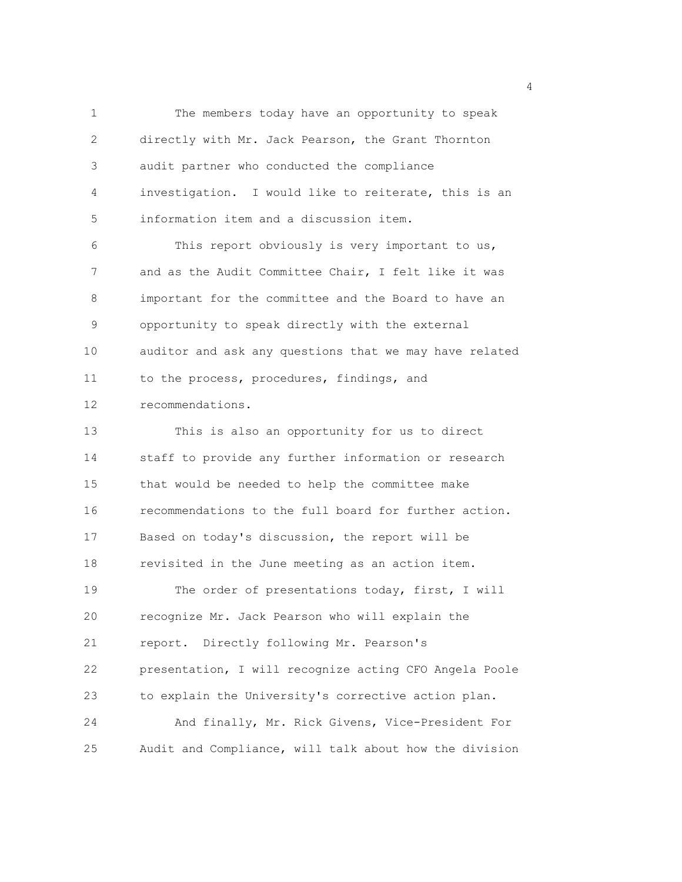The members today have an opportunity to speak directly with Mr. Jack Pearson, the Grant Thornton audit partner who conducted the compliance investigation. I would like to reiterate, this is an information item and a discussion item.

This report obviously is very important to us, and as the Audit Committee Chair, I felt like it was important for the committee and the Board to have an opportunity to speak directly with the external auditor and ask any questions that we may have related to the process, procedures, findings, and recommendations.

This is also an opportunity for us to direct staff to provide any further information or research that would be needed to help the committee make recommendations to the full board for further action. Based on today's discussion, the report will be revisited in the June meeting as an action item.

The order of presentations today, first, I will recognize Mr. Jack Pearson who will explain the report. Directly following Mr. Pearson's presentation, I will recognize acting CFO Angela Poole to explain the University's corrective action plan.

And finally, Mr. Rick Givens, Vice-President For Audit and Compliance, will talk about how the division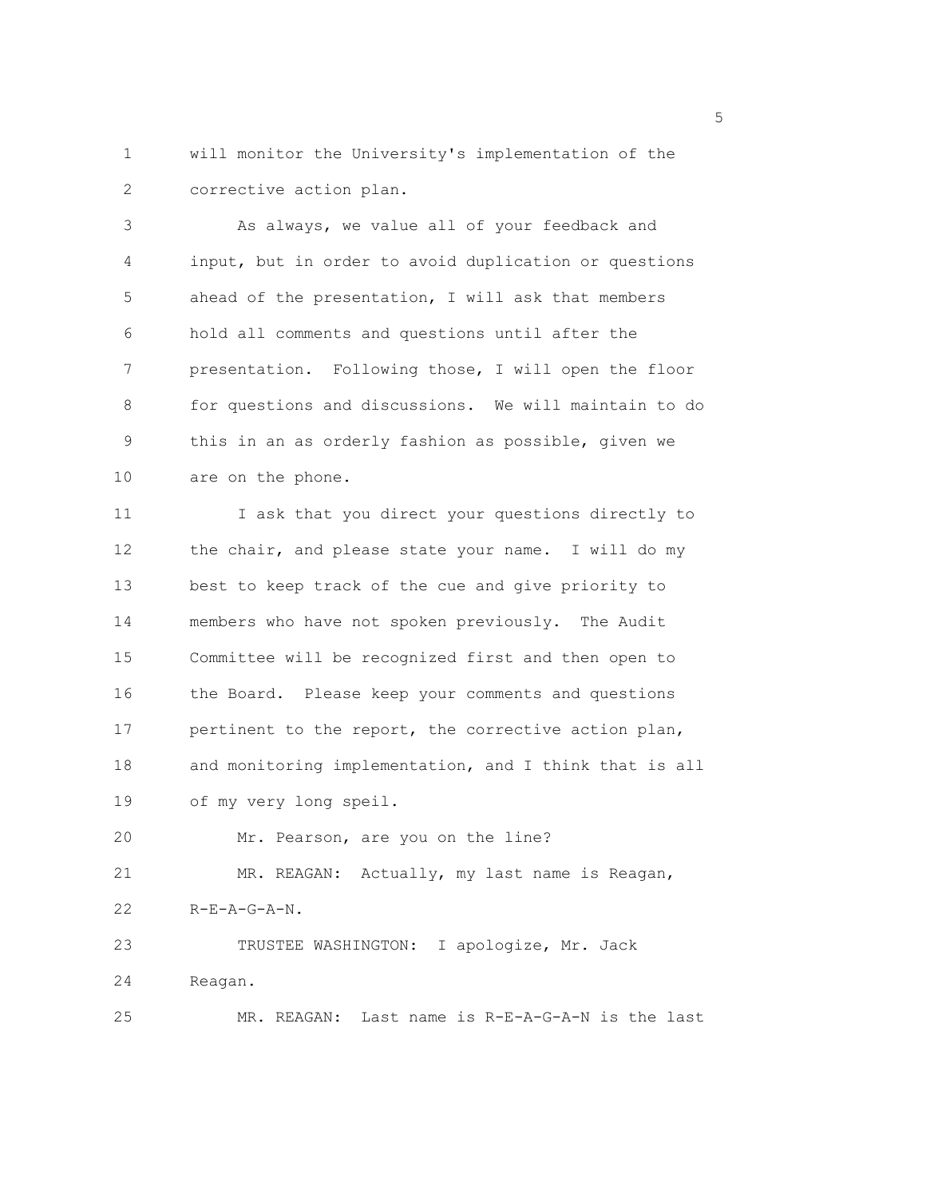will monitor the University's implementation of the corrective action plan.

As always, we value all of your feedback and input, but in order to avoid duplication or questions ahead of the presentation, I will ask that members hold all comments and questions until after the presentation. Following those, I will open the floor for questions and discussions. We will maintain to do this in an as orderly fashion as possible, given we are on the phone.

I ask that you direct your questions directly to the chair, and please state your name. I will do my best to keep track of the cue and give priority to members who have not spoken previously. The Audit Committee will be recognized first and then open to the Board. Please keep your comments and questions pertinent to the report, the corrective action plan, and monitoring implementation, and I think that is all of my very long speil.

Mr. Pearson, are you on the line?

MR. REAGAN: Actually, my last name is Reagan, R-E-A-G-A-N.

TRUSTEE WASHINGTON: I apologize, Mr. Jack Reagan.

MR. REAGAN: Last name is R-E-A-G-A-N is the last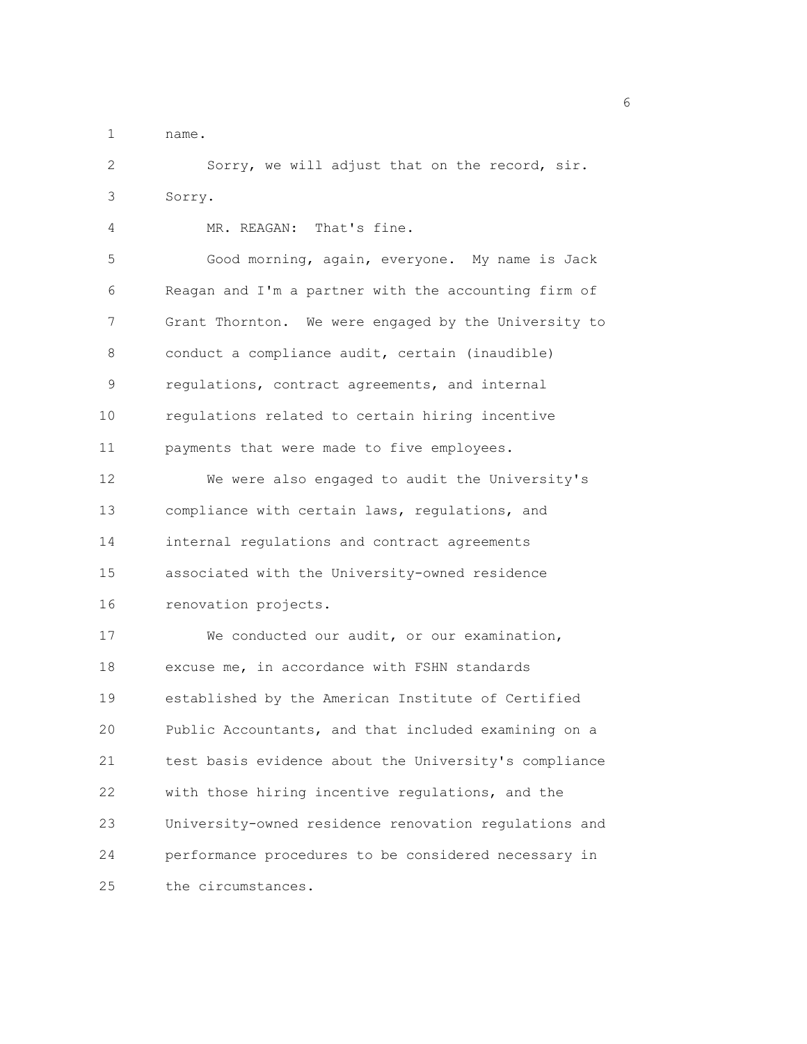name.

Sorry, we will adjust that on the record, sir. Sorry.

MR. REAGAN: That's fine.

Good morning, again, everyone. My name is Jack Reagan and I'm a partner with the accounting firm of Grant Thornton. We were engaged by the University to conduct a compliance audit, certain (inaudible) regulations, contract agreements, and internal regulations related to certain hiring incentive payments that were made to five employees.

We were also engaged to audit the University's compliance with certain laws, regulations, and internal regulations and contract agreements associated with the University-owned residence renovation projects.

We conducted our audit, or our examination, excuse me, in accordance with FSHN standards established by the American Institute of Certified Public Accountants, and that included examining on a test basis evidence about the University's compliance with those hiring incentive regulations, and the University-owned residence renovation regulations and performance procedures to be considered necessary in the circumstances.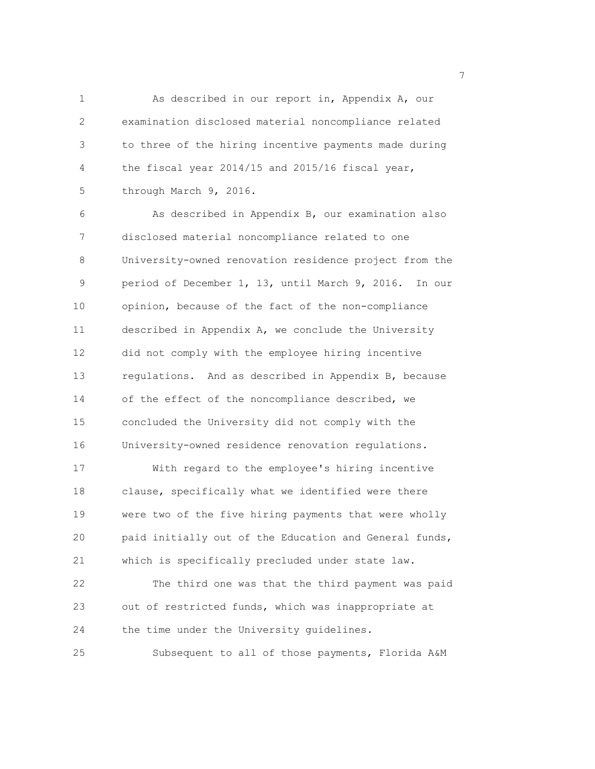As described in our report in, Appendix A, our examination disclosed material noncompliance related to three of the hiring incentive payments made during the fiscal year 2014/15 and 2015/16 fiscal year, through March 9, 2016.

As described in Appendix B, our examination also disclosed material noncompliance related to one University-owned renovation residence project from the period of December 1, 13, until March 9, 2016. In our opinion, because of the fact of the non-compliance described in Appendix A, we conclude the University did not comply with the employee hiring incentive regulations. And as described in Appendix B, because of the effect of the noncompliance described, we concluded the University did not comply with the University-owned residence renovation regulations.

With regard to the employee's hiring incentive clause, specifically what we identified were there were two of the five hiring payments that were wholly paid initially out of the Education and General funds, which is specifically precluded under state law.

The third one was that the third payment was paid out of restricted funds, which was inappropriate at the time under the University guidelines.

Subsequent to all of those payments, Florida A&M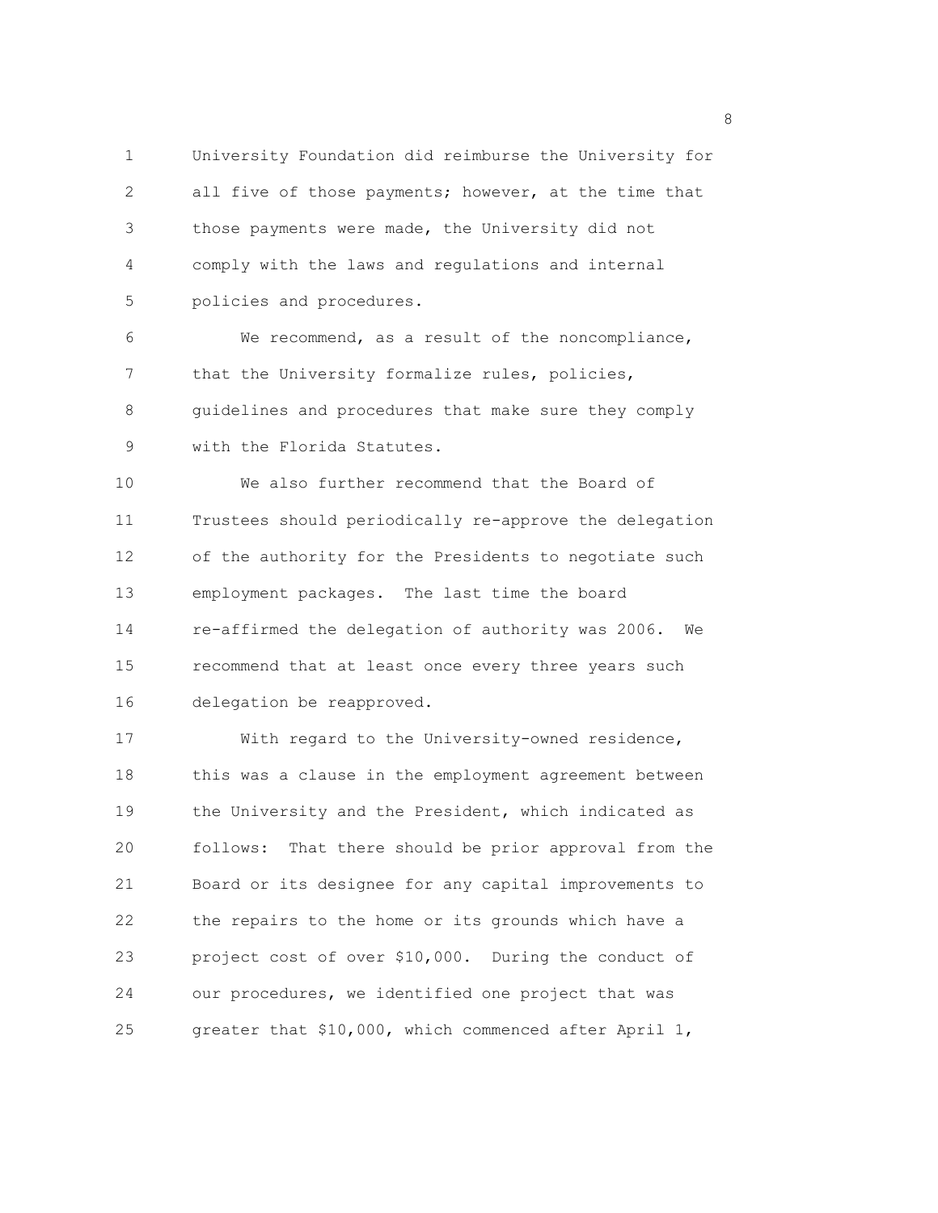University Foundation did reimburse the University for all five of those payments; however, at the time that those payments were made, the University did not comply with the laws and regulations and internal policies and procedures.

We recommend, as a result of the noncompliance, that the University formalize rules, policies, guidelines and procedures that make sure they comply with the Florida Statutes.

We also further recommend that the Board of Trustees should periodically re-approve the delegation of the authority for the Presidents to negotiate such employment packages. The last time the board re-affirmed the delegation of authority was 2006. We recommend that at least once every three years such delegation be reapproved.

With regard to the University-owned residence, this was a clause in the employment agreement between the University and the President, which indicated as follows: That there should be prior approval from the Board or its designee for any capital improvements to the repairs to the home or its grounds which have a project cost of over $10,000. During the conduct of our procedures, we identified one project that was greater that $10,000, which commenced after April 1,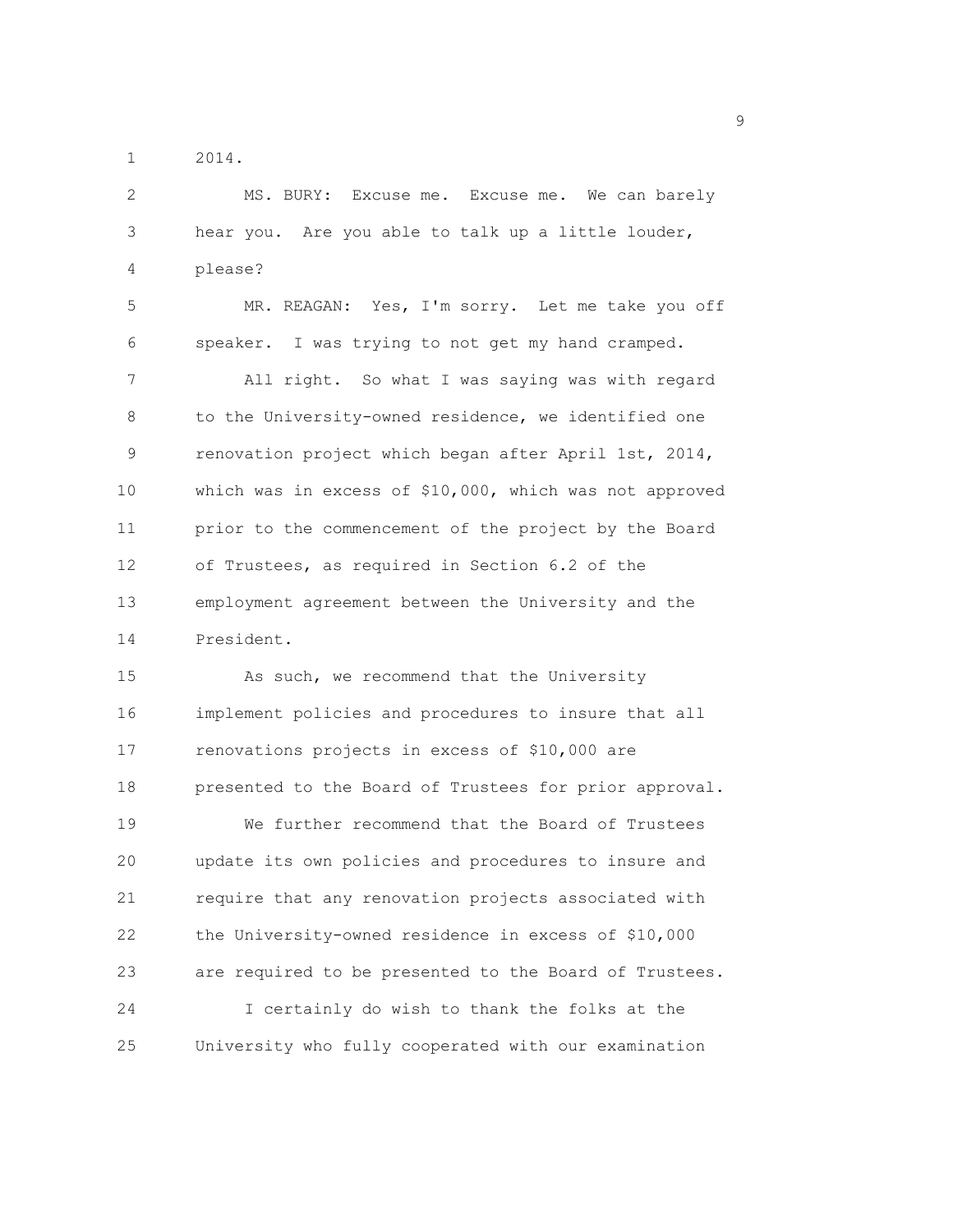2014.

MS. BURY: Excuse me. Excuse me. We can barely hear you. Are you able to talk up a little louder, please?

MR. REAGAN: Yes, I'm sorry. Let me take you off speaker. I was trying to not get my hand cramped.

All right. So what I was saying was with regard to the University-owned residence, we identified one renovation project which began after April 1st, 2014, which was in excess of $10,000, which was not approved prior to the commencement of the project by the Board of Trustees, as required in Section 6.2 of the employment agreement between the University and the President.

As such, we recommend that the University implement policies and procedures to insure that all renovations projects in excess of $10,000 are presented to the Board of Trustees for prior approval.

We further recommend that the Board of Trustees update its own policies and procedures to insure and require that any renovation projects associated with the University-owned residence in excess of $10,000 are required to be presented to the Board of Trustees.

I certainly do wish to thank the folks at the University who fully cooperated with our examination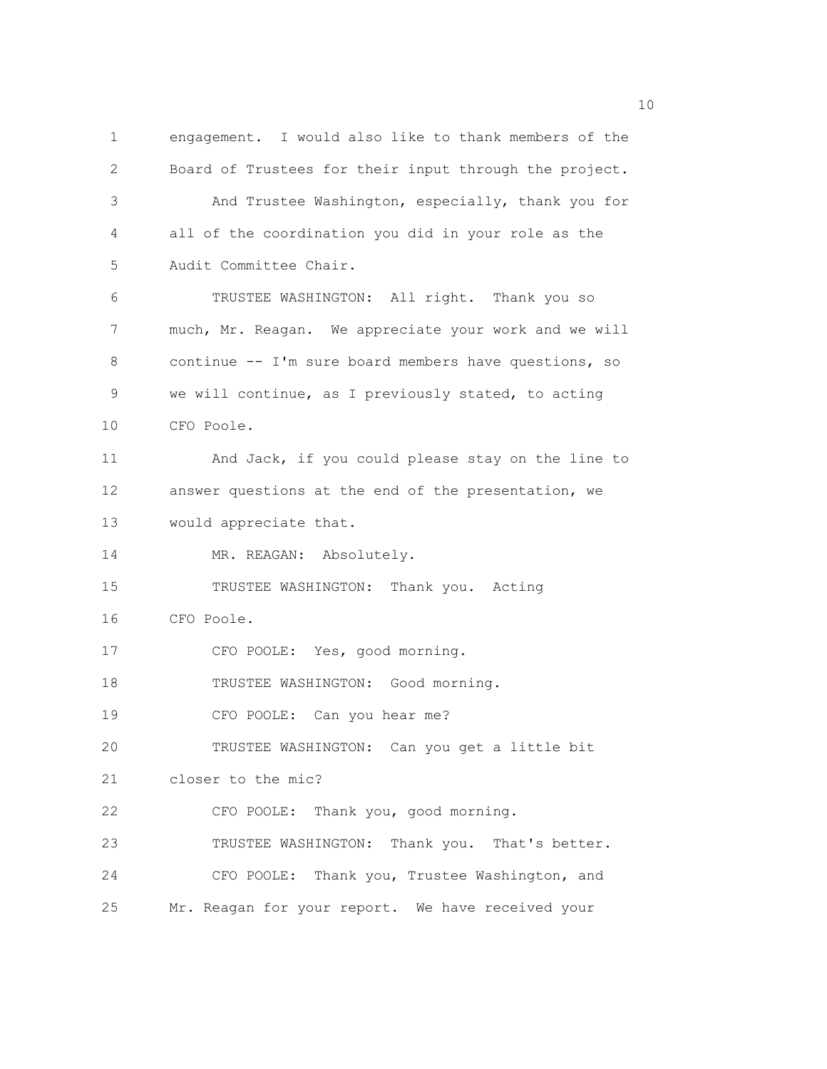engagement. I would also like to thank members of the Board of Trustees for their input through the project.

And Trustee Washington, especially, thank you for all of the coordination you did in your role as the Audit Committee Chair.

TRUSTEE WASHINGTON: All right. Thank you so much, Mr. Reagan. We appreciate your work and we will continue -- I'm sure board members have questions, so we will continue, as I previously stated, to acting CFO Poole.

And Jack, if you could please stay on the line to answer questions at the end of the presentation, we would appreciate that.

MR. REAGAN: Absolutely.

TRUSTEE WASHINGTON: Thank you. Acting CFO Poole.

CFO POOLE: Yes, good morning.

TRUSTEE WASHINGTON: Good morning.

CFO POOLE: Can you hear me?

TRUSTEE WASHINGTON: Can you get a little bit closer to the mic?

CFO POOLE: Thank you, good morning.

TRUSTEE WASHINGTON: Thank you. That's better.

CFO POOLE: Thank you, Trustee Washington, and Mr. Reagan for your report. We have received your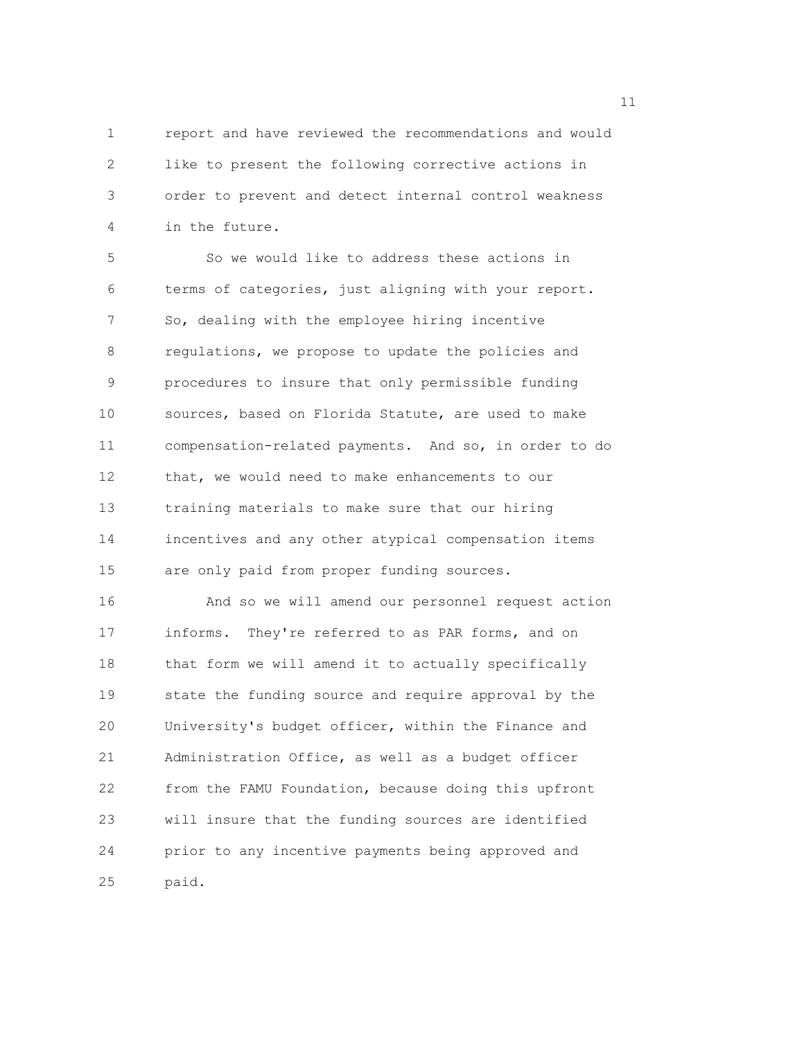report and have reviewed the recommendations and would like to present the following corrective actions in order to prevent and detect internal control weakness in the future.

So we would like to address these actions in terms of categories, just aligning with your report. So, dealing with the employee hiring incentive regulations, we propose to update the policies and procedures to insure that only permissible funding sources, based on Florida Statute, are used to make compensation-related payments. And so, in order to do that, we would need to make enhancements to our training materials to make sure that our hiring incentives and any other atypical compensation items are only paid from proper funding sources.

And so we will amend our personnel request action informs. They're referred to as PAR forms, and on that form we will amend it to actually specifically state the funding source and require approval by the University's budget officer, within the Finance and Administration Office, as well as a budget officer from the FAMU Foundation, because doing this upfront will insure that the funding sources are identified prior to any incentive payments being approved and paid.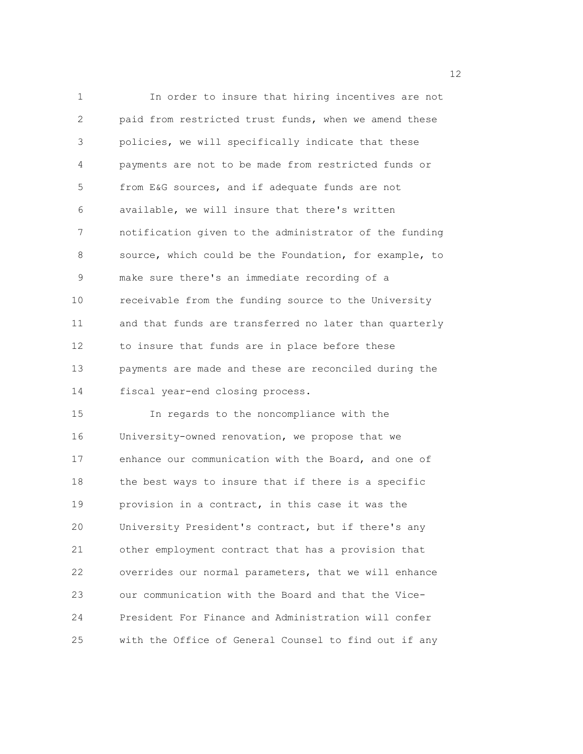In order to insure that hiring incentives are not paid from restricted trust funds, when we amend these policies, we will specifically indicate that these payments are not to be made from restricted funds or from E&G sources, and if adequate funds are not available, we will insure that there's written notification given to the administrator of the funding source, which could be the Foundation, for example, to make sure there's an immediate recording of a receivable from the funding source to the University and that funds are transferred no later than quarterly to insure that funds are in place before these payments are made and these are reconciled during the fiscal year-end closing process.

In regards to the noncompliance with the University-owned renovation, we propose that we enhance our communication with the Board, and one of the best ways to insure that if there is a specific provision in a contract, in this case it was the University President's contract, but if there's any other employment contract that has a provision that overrides our normal parameters, that we will enhance our communication with the Board and that the Vice-President For Finance and Administration will confer with the Office of General Counsel to find out if any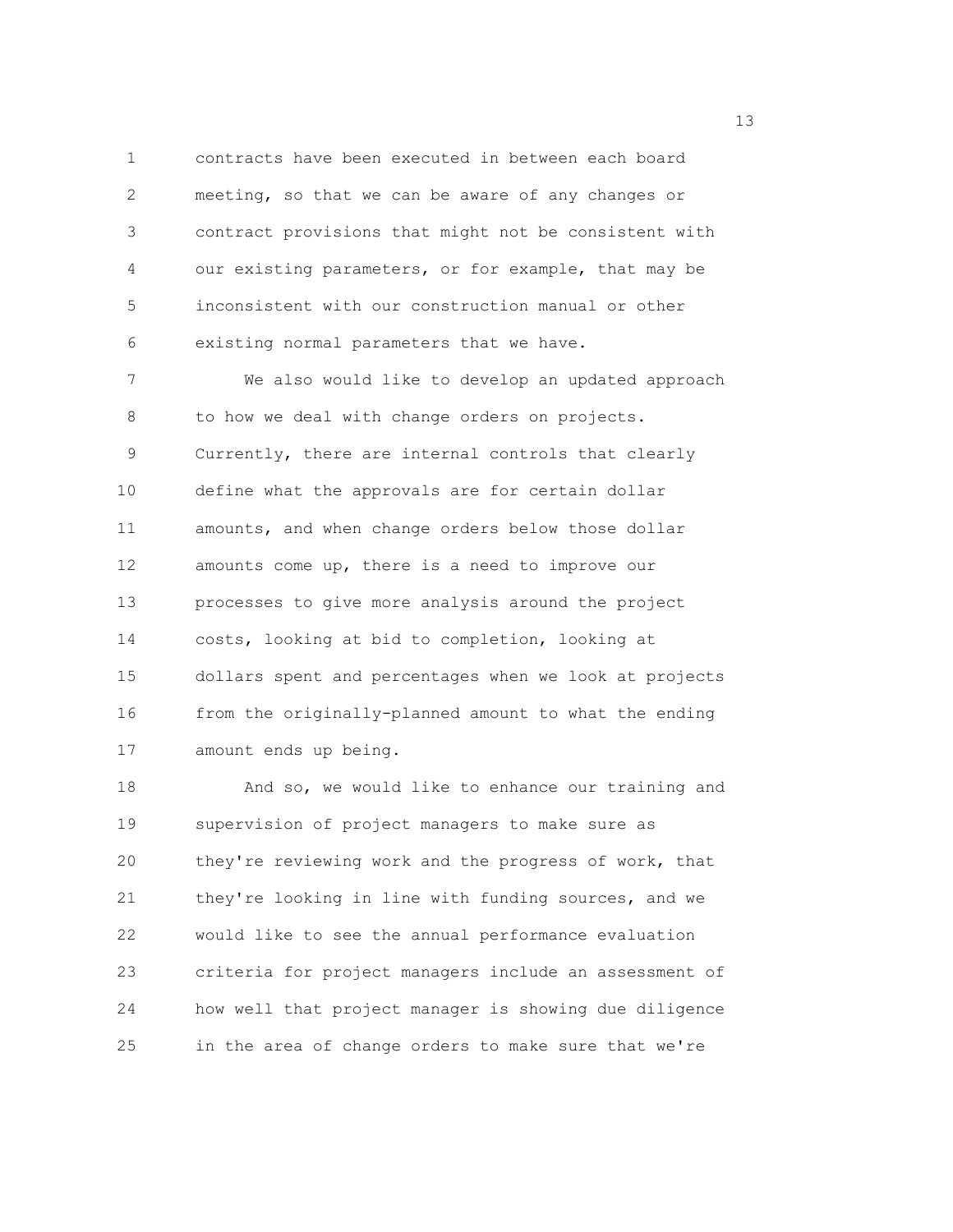contracts have been executed in between each board meeting, so that we can be aware of any changes or contract provisions that might not be consistent with our existing parameters, or for example, that may be inconsistent with our construction manual or other existing normal parameters that we have.

We also would like to develop an updated approach to how we deal with change orders on projects. Currently, there are internal controls that clearly define what the approvals are for certain dollar amounts, and when change orders below those dollar amounts come up, there is a need to improve our processes to give more analysis around the project costs, looking at bid to completion, looking at dollars spent and percentages when we look at projects from the originally-planned amount to what the ending amount ends up being.

And so, we would like to enhance our training and supervision of project managers to make sure as they're reviewing work and the progress of work, that they're looking in line with funding sources, and we would like to see the annual performance evaluation criteria for project managers include an assessment of how well that project manager is showing due diligence in the area of change orders to make sure that we're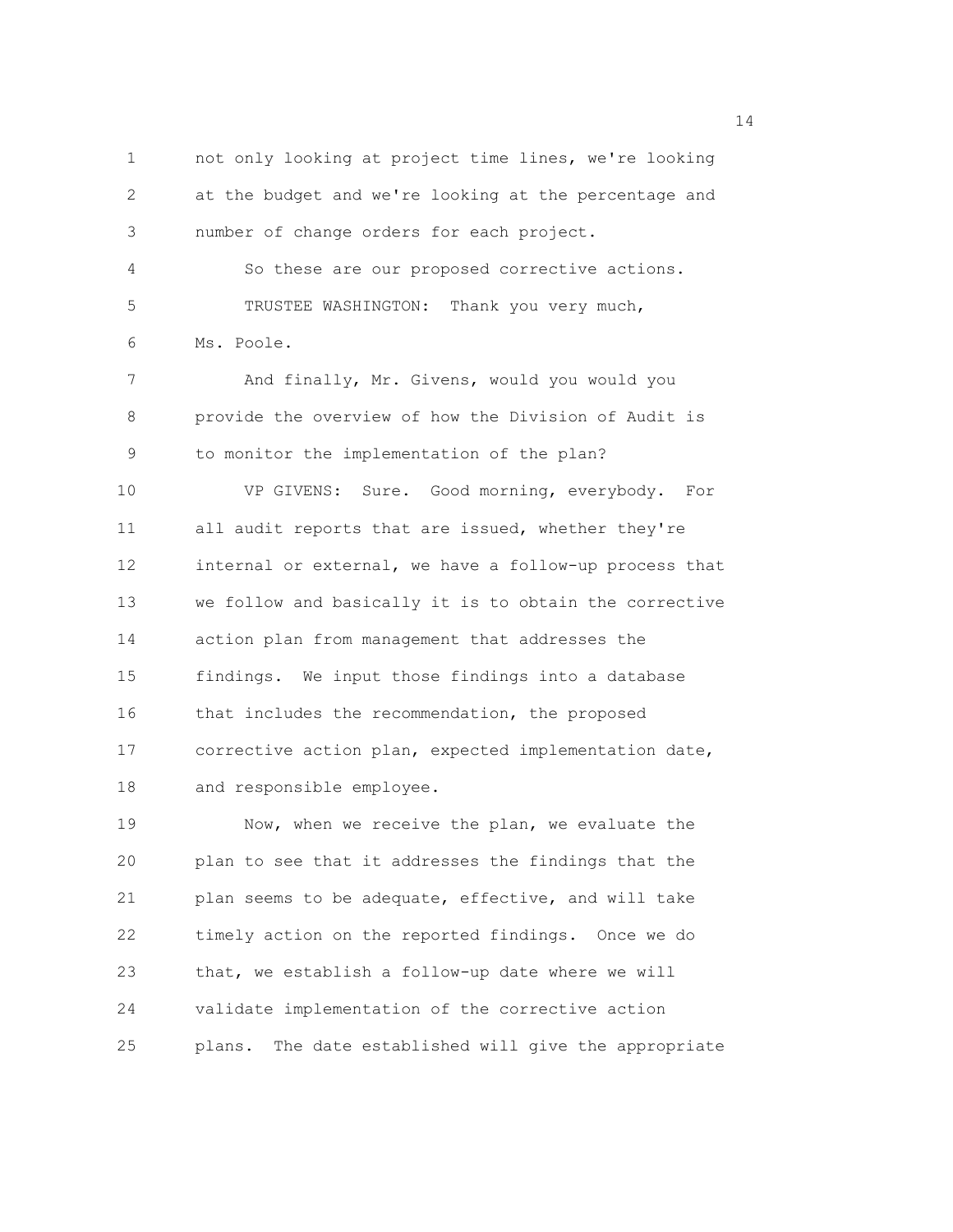not only looking at project time lines, we're looking at the budget and we're looking at the percentage and number of change orders for each project.

So these are our proposed corrective actions.

TRUSTEE WASHINGTON: Thank you very much, Ms. Poole.

And finally, Mr. Givens, would you would you provide the overview of how the Division of Audit is to monitor the implementation of the plan?

VP GIVENS: Sure. Good morning, everybody. For all audit reports that are issued, whether they're internal or external, we have a follow-up process that we follow and basically it is to obtain the corrective action plan from management that addresses the findings. We input those findings into a database that includes the recommendation, the proposed corrective action plan, expected implementation date, and responsible employee.

Now, when we receive the plan, we evaluate the plan to see that it addresses the findings that the plan seems to be adequate, effective, and will take timely action on the reported findings. Once we do that, we establish a follow-up date where we will validate implementation of the corrective action plans. The date established will give the appropriate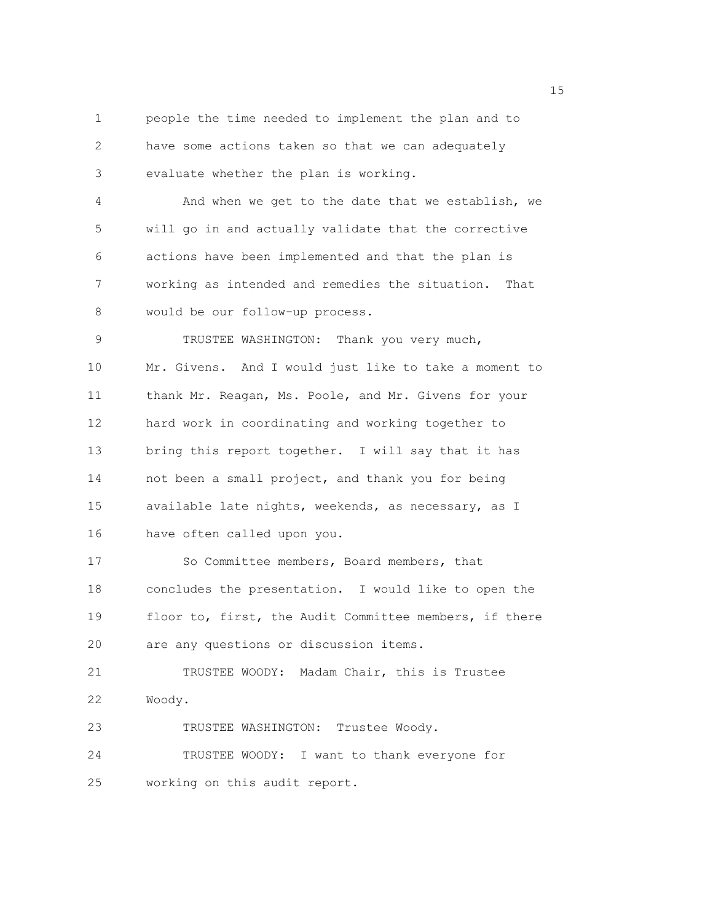people the time needed to implement the plan and to have some actions taken so that we can adequately evaluate whether the plan is working.

And when we get to the date that we establish, we will go in and actually validate that the corrective actions have been implemented and that the plan is working as intended and remedies the situation. That would be our follow-up process.

TRUSTEE WASHINGTON: Thank you very much, Mr. Givens. And I would just like to take a moment to thank Mr. Reagan, Ms. Poole, and Mr. Givens for your hard work in coordinating and working together to bring this report together. I will say that it has not been a small project, and thank you for being available late nights, weekends, as necessary, as I have often called upon you.

So Committee members, Board members, that concludes the presentation. I would like to open the floor to, first, the Audit Committee members, if there are any questions or discussion items.

TRUSTEE WOODY: Madam Chair, this is Trustee Woody.

TRUSTEE WASHINGTON: Trustee Woody.

TRUSTEE WOODY: I want to thank everyone for working on this audit report.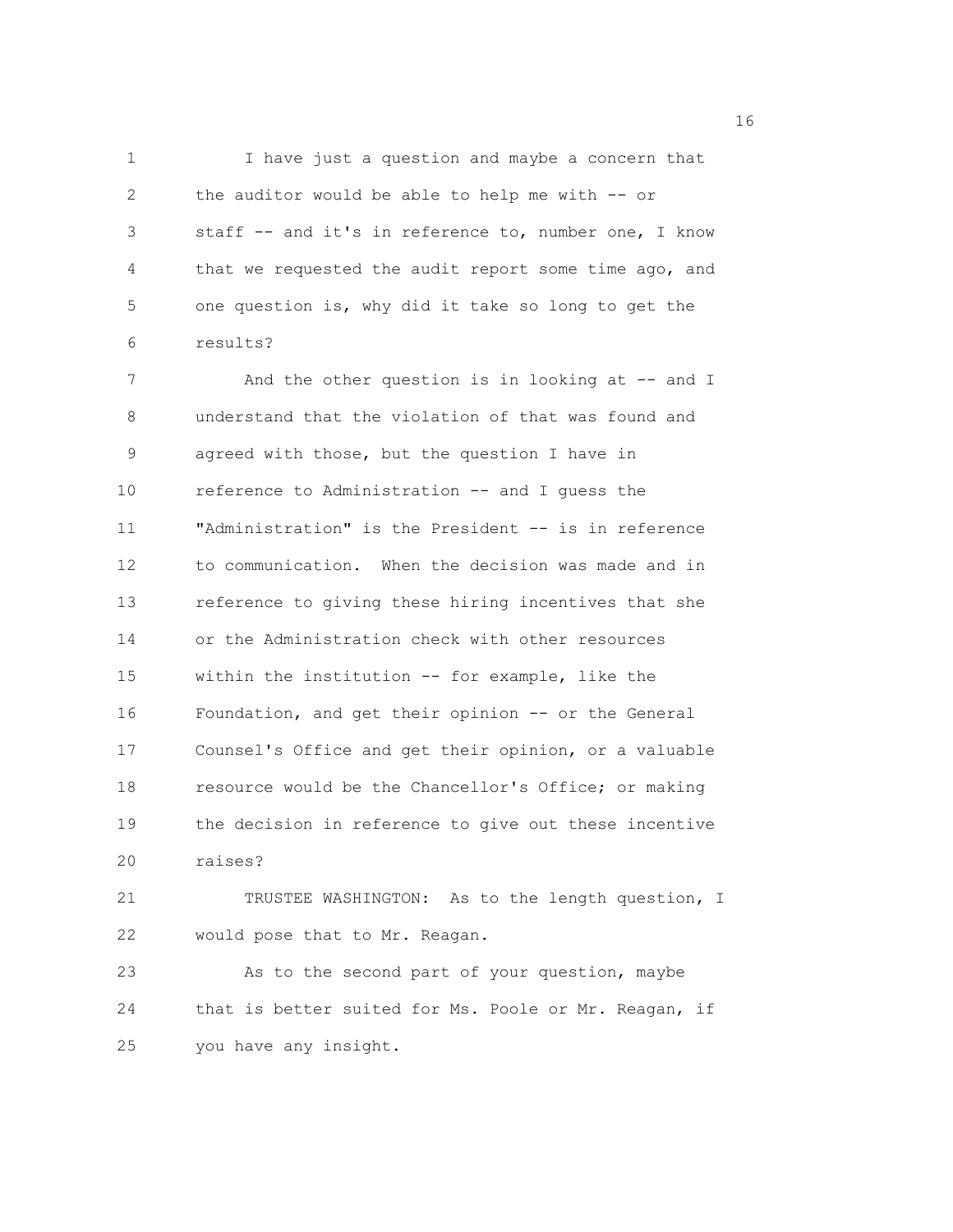I have just a question and maybe a concern that the auditor would be able to help me with -- or staff -- and it's in reference to, number one, I know that we requested the audit report some time ago, and one question is, why did it take so long to get the results?

And the other question is in looking at -- and I understand that the violation of that was found and agreed with those, but the question I have in reference to Administration -- and I guess the "Administration" is the President -- is in reference to communication. When the decision was made and in reference to giving these hiring incentives that she or the Administration check with other resources within the institution -- for example, like the Foundation, and get their opinion -- or the General Counsel's Office and get their opinion, or a valuable resource would be the Chancellor's Office; or making the decision in reference to give out these incentive raises?

TRUSTEE WASHINGTON: As to the length question, I would pose that to Mr. Reagan.

As to the second part of your question, maybe that is better suited for Ms. Poole or Mr. Reagan, if you have any insight.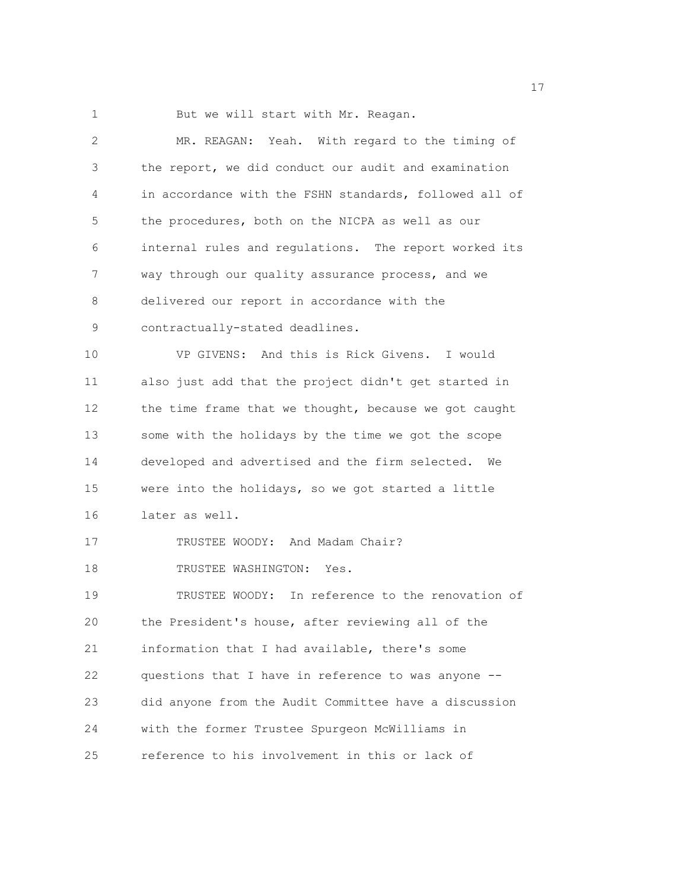But we will start with Mr. Reagan.

MR. REAGAN: Yeah. With regard to the timing of the report, we did conduct our audit and examination in accordance with the FSHN standards, followed all of the procedures, both on the NICPA as well as our internal rules and regulations. The report worked its way through our quality assurance process, and we delivered our report in accordance with the contractually-stated deadlines.

VP GIVENS: And this is Rick Givens. I would also just add that the project didn't get started in the time frame that we thought, because we got caught some with the holidays by the time we got the scope developed and advertised and the firm selected. We were into the holidays, so we got started a little later as well.

TRUSTEE WOODY: And Madam Chair?

TRUSTEE WASHINGTON: Yes.

TRUSTEE WOODY: In reference to the renovation of the President's house, after reviewing all of the information that I had available, there's some questions that I have in reference to was anyone -- did anyone from the Audit Committee have a discussion with the former Trustee Spurgeon McWilliams in reference to his involvement in this or lack of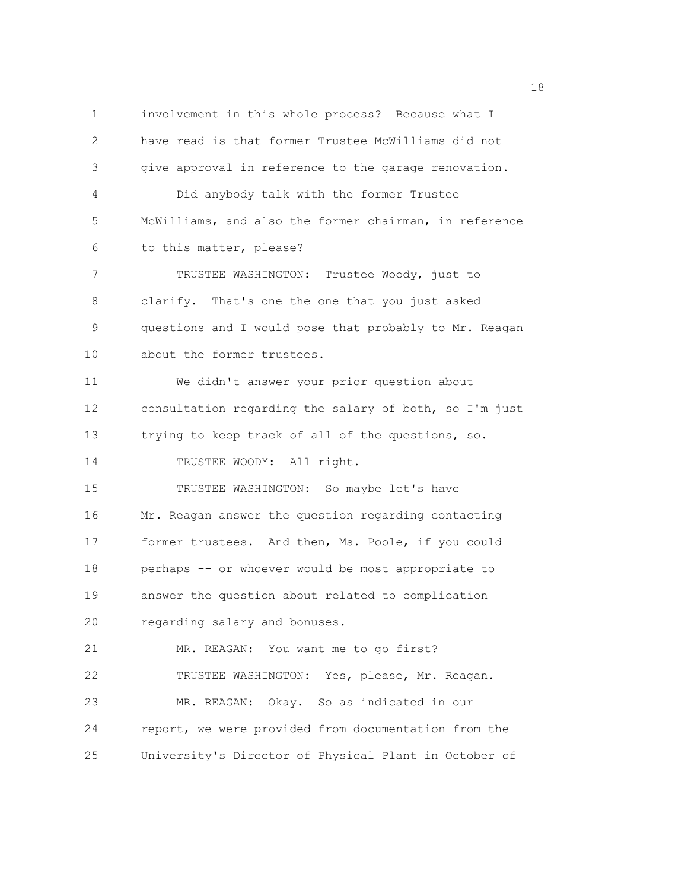involvement in this whole process? Because what I have read is that former Trustee McWilliams did not give approval in reference to the garage renovation.

Did anybody talk with the former Trustee McWilliams, and also the former chairman, in reference to this matter, please?

TRUSTEE WASHINGTON: Trustee Woody, just to clarify. That's one the one that you just asked questions and I would pose that probably to Mr. Reagan about the former trustees.

We didn't answer your prior question about consultation regarding the salary of both, so I'm just trying to keep track of all of the questions, so.

TRUSTEE WOODY: All right.

TRUSTEE WASHINGTON: So maybe let's have Mr. Reagan answer the question regarding contacting former trustees. And then, Ms. Poole, if you could perhaps -- or whoever would be most appropriate to answer the question about related to complication regarding salary and bonuses.

MR. REAGAN: You want me to go first?

TRUSTEE WASHINGTON: Yes, please, Mr. Reagan.

MR. REAGAN: Okay. So as indicated in our report, we were provided from documentation from the University's Director of Physical Plant in October of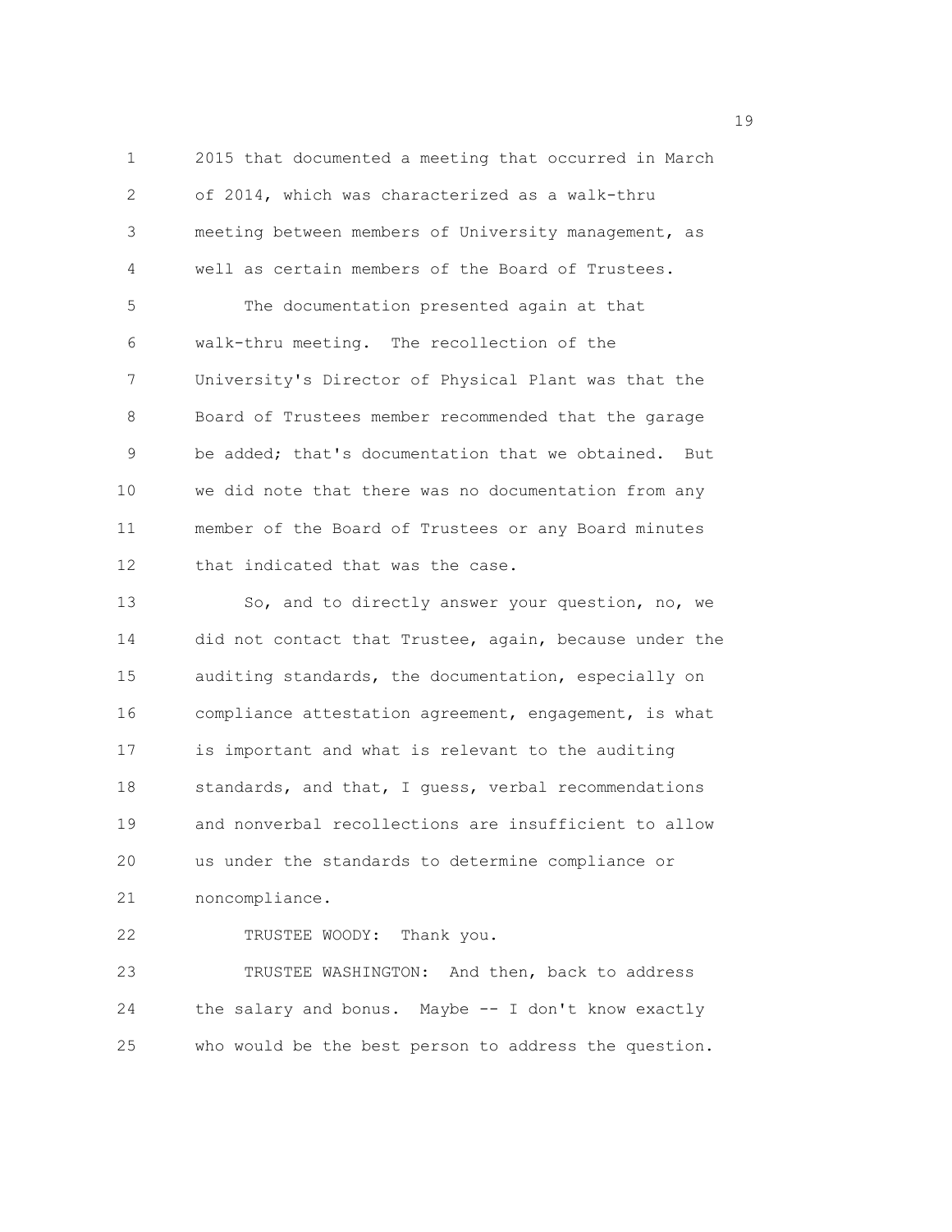2015 that documented a meeting that occurred in March of 2014, which was characterized as a walk-thru meeting between members of University management, as well as certain members of the Board of Trustees.

The documentation presented again at that walk-thru meeting. The recollection of the University's Director of Physical Plant was that the Board of Trustees member recommended that the garage be added; that's documentation that we obtained. But we did note that there was no documentation from any member of the Board of Trustees or any Board minutes that indicated that was the case.

So, and to directly answer your question, no, we did not contact that Trustee, again, because under the auditing standards, the documentation, especially on compliance attestation agreement, engagement, is what is important and what is relevant to the auditing standards, and that, I guess, verbal recommendations and nonverbal recollections are insufficient to allow us under the standards to determine compliance or noncompliance.

TRUSTEE WOODY: Thank you.

TRUSTEE WASHINGTON: And then, back to address the salary and bonus. Maybe -- I don't know exactly who would be the best person to address the question.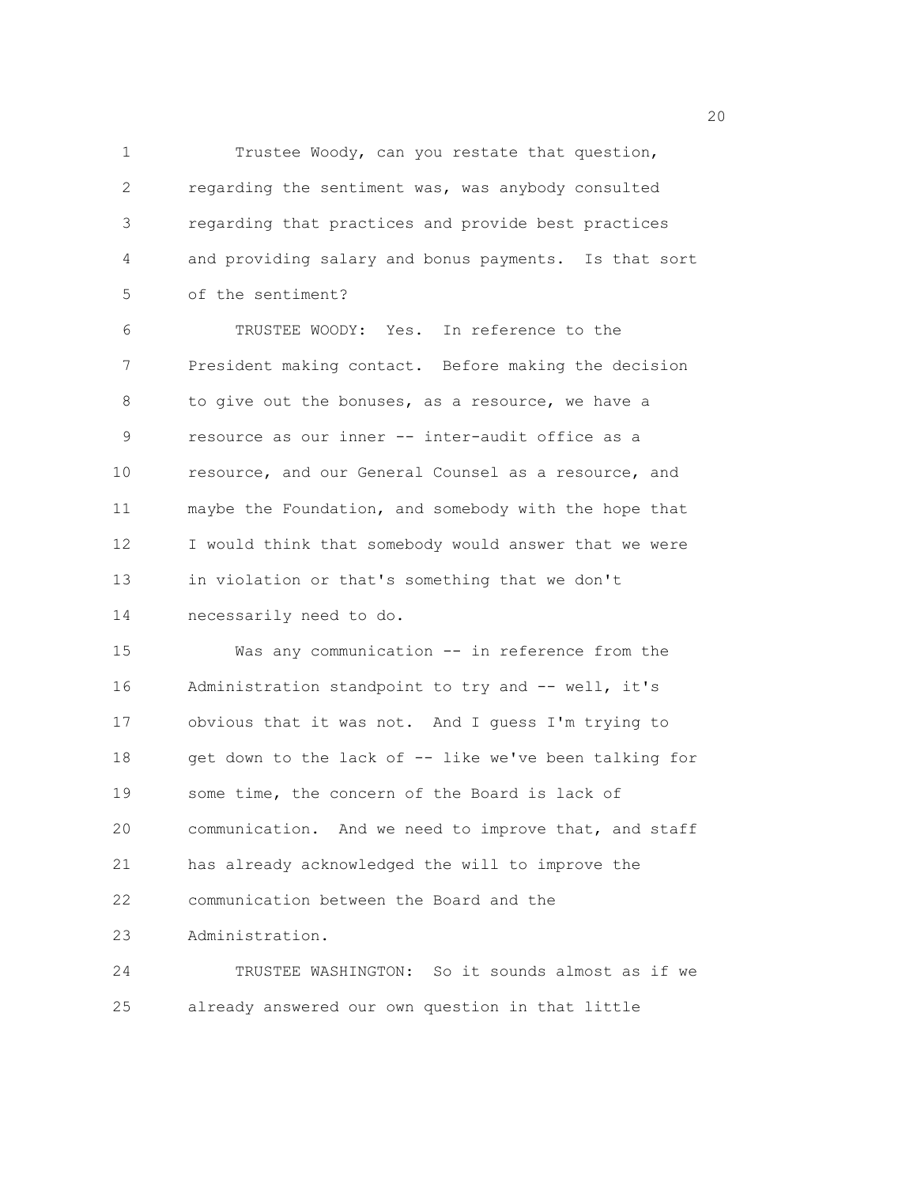Trustee Woody, can you restate that question, regarding the sentiment was, was anybody consulted regarding that practices and provide best practices and providing salary and bonus payments. Is that sort of the sentiment?

TRUSTEE WOODY: Yes. In reference to the President making contact. Before making the decision to give out the bonuses, as a resource, we have a resource as our inner -- inter-audit office as a resource, and our General Counsel as a resource, and maybe the Foundation, and somebody with the hope that I would think that somebody would answer that we were in violation or that's something that we don't necessarily need to do.

Was any communication -- in reference from the Administration standpoint to try and -- well, it's obvious that it was not. And I guess I'm trying to get down to the lack of -- like we've been talking for some time, the concern of the Board is lack of communication. And we need to improve that, and staff has already acknowledged the will to improve the communication between the Board and the Administration.

TRUSTEE WASHINGTON: So it sounds almost as if we already answered our own question in that little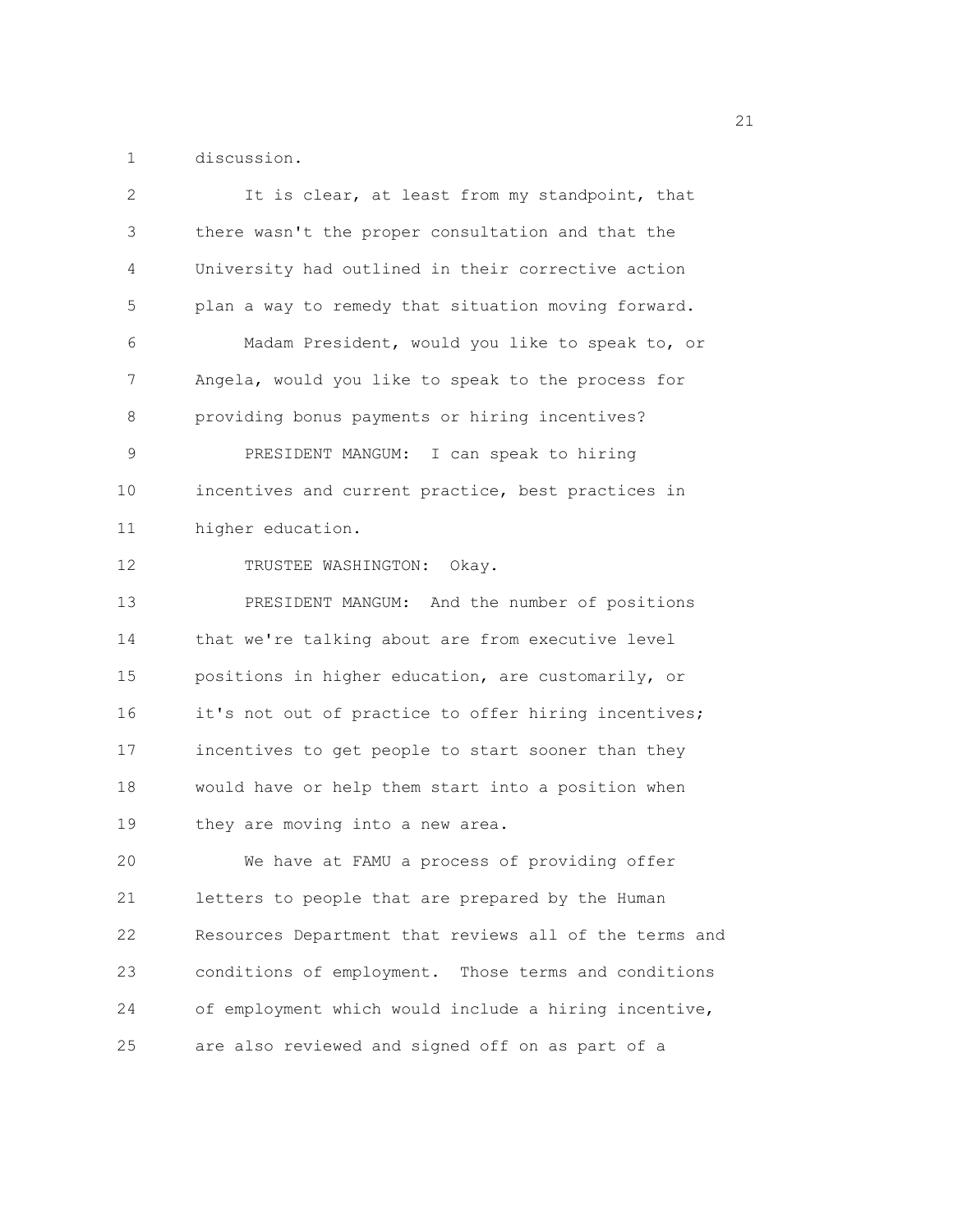discussion.

It is clear, at least from my standpoint, that there wasn't the proper consultation and that the University had outlined in their corrective action plan a way to remedy that situation moving forward.

Madam President, would you like to speak to, or Angela, would you like to speak to the process for providing bonus payments or hiring incentives?

PRESIDENT MANGUM: I can speak to hiring incentives and current practice, best practices in higher education.

TRUSTEE WASHINGTON: Okay.

PRESIDENT MANGUM: And the number of positions that we're talking about are from executive level positions in higher education, are customarily, or it's not out of practice to offer hiring incentives; incentives to get people to start sooner than they would have or help them start into a position when they are moving into a new area.

We have at FAMU a process of providing offer letters to people that are prepared by the Human Resources Department that reviews all of the terms and conditions of employment. Those terms and conditions of employment which would include a hiring incentive, are also reviewed and signed off on as part of a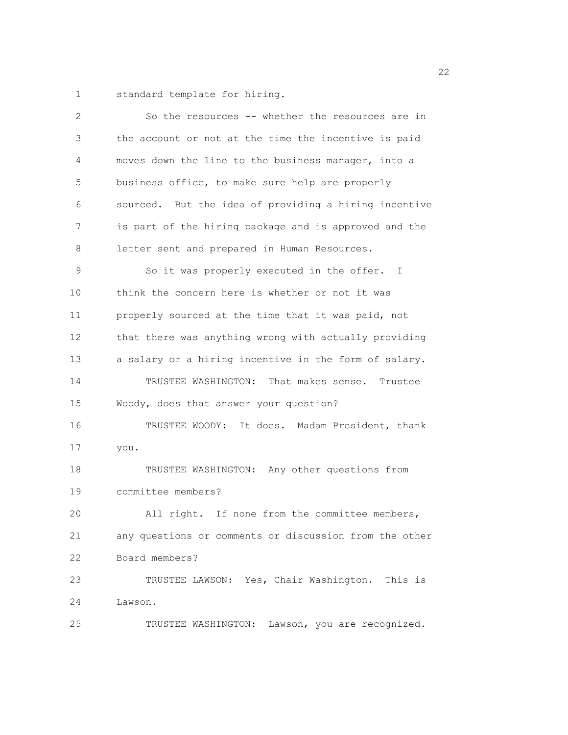standard template for hiring.

So the resources -- whether the resources are in the account or not at the time the incentive is paid moves down the line to the business manager, into a business office, to make sure help are properly sourced. But the idea of providing a hiring incentive is part of the hiring package and is approved and the letter sent and prepared in Human Resources.

So it was properly executed in the offer. I think the concern here is whether or not it was properly sourced at the time that it was paid, not that there was anything wrong with actually providing a salary or a hiring incentive in the form of salary.

TRUSTEE WASHINGTON: That makes sense. Trustee Woody, does that answer your question?

TRUSTEE WOODY: It does. Madam President, thank you.

TRUSTEE WASHINGTON: Any other questions from committee members?

All right. If none from the committee members, any questions or comments or discussion from the other Board members?

TRUSTEE LAWSON: Yes, Chair Washington. This is Lawson.

TRUSTEE WASHINGTON: Lawson, you are recognized.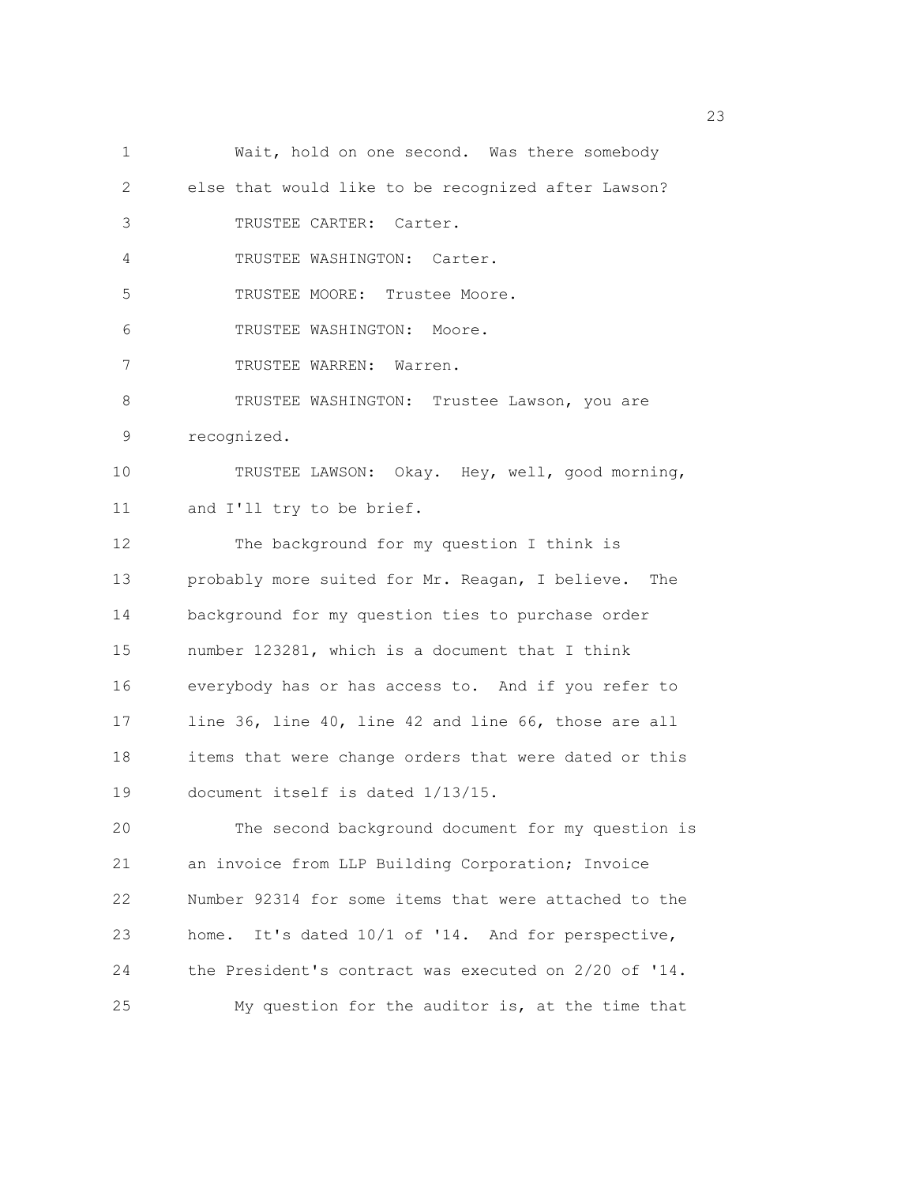Wait, hold on one second. Was there somebody else that would like to be recognized after Lawson?

TRUSTEE CARTER: Carter.

TRUSTEE WASHINGTON: Carter.

TRUSTEE MOORE: Trustee Moore.

TRUSTEE WASHINGTON: Moore.

TRUSTEE WARREN: Warren.

TRUSTEE WASHINGTON: Trustee Lawson, you are recognized.

TRUSTEE LAWSON: Okay. Hey, well, good morning, and I'll try to be brief.

The background for my question I think is probably more suited for Mr. Reagan, I believe. The background for my question ties to purchase order number 123281, which is a document that I think everybody has or has access to. And if you refer to line 36, line 40, line 42 and line 66, those are all items that were change orders that were dated or this document itself is dated 1/13/15.

The second background document for my question is an invoice from LLP Building Corporation; Invoice Number 92314 for some items that were attached to the home. It's dated 10/1 of '14. And for perspective, the President's contract was executed on 2/20 of '14.

My question for the auditor is, at the time that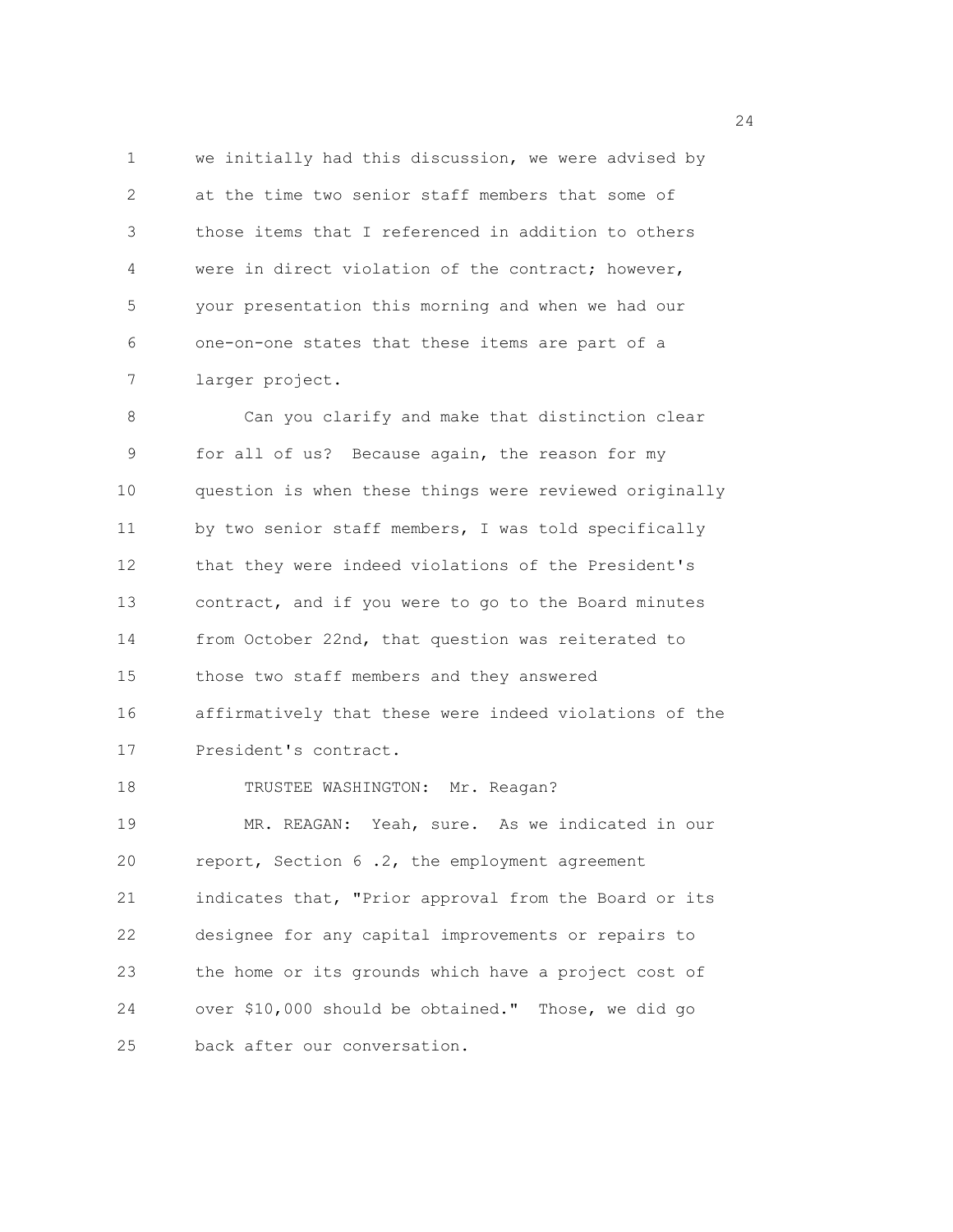we initially had this discussion, we were advised by at the time two senior staff members that some of those items that I referenced in addition to others were in direct violation of the contract; however, your presentation this morning and when we had our one-on-one states that these items are part of a larger project.

Can you clarify and make that distinction clear for all of us? Because again, the reason for my question is when these things were reviewed originally by two senior staff members, I was told specifically that they were indeed violations of the President's contract, and if you were to go to the Board minutes from October 22nd, that question was reiterated to those two staff members and they answered affirmatively that these were indeed violations of the President's contract.

TRUSTEE WASHINGTON: Mr. Reagan?

MR. REAGAN: Yeah, sure. As we indicated in our report, Section 6 .2, the employment agreement indicates that, "Prior approval from the Board or its designee for any capital improvements or repairs to the home or its grounds which have a project cost of over $10,000 should be obtained." Those, we did go back after our conversation.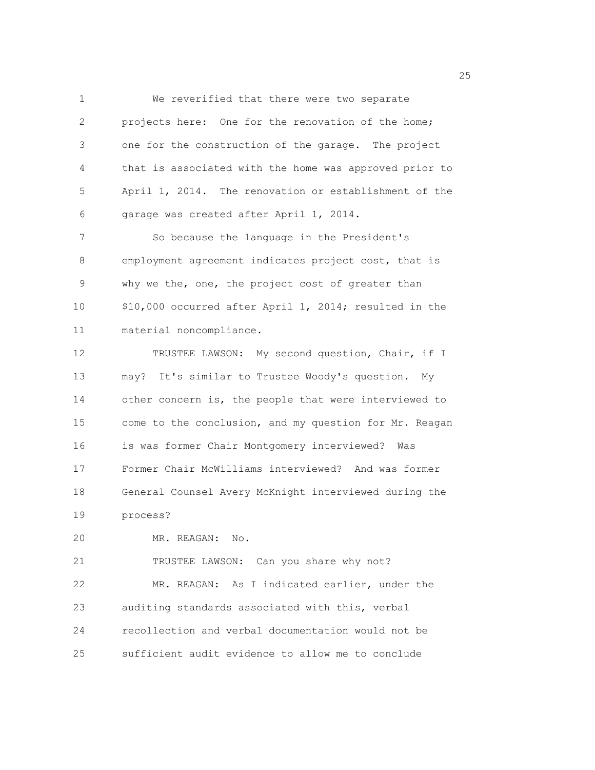We reverified that there were two separate projects here: One for the renovation of the home; one for the construction of the garage. The project that is associated with the home was approved prior to April 1, 2014. The renovation or establishment of the garage was created after April 1, 2014.

So because the language in the President's employment agreement indicates project cost, that is why we the, one, the project cost of greater than $10,000 occurred after April 1, 2014; resulted in the material noncompliance.

TRUSTEE LAWSON: My second question, Chair, if I may? It's similar to Trustee Woody's question. My other concern is, the people that were interviewed to come to the conclusion, and my question for Mr. Reagan is was former Chair Montgomery interviewed? Was Former Chair McWilliams interviewed? And was former General Counsel Avery McKnight interviewed during the process?

MR. REAGAN: No.

TRUSTEE LAWSON: Can you share why not?

MR. REAGAN: As I indicated earlier, under the auditing standards associated with this, verbal recollection and verbal documentation would not be sufficient audit evidence to allow me to conclude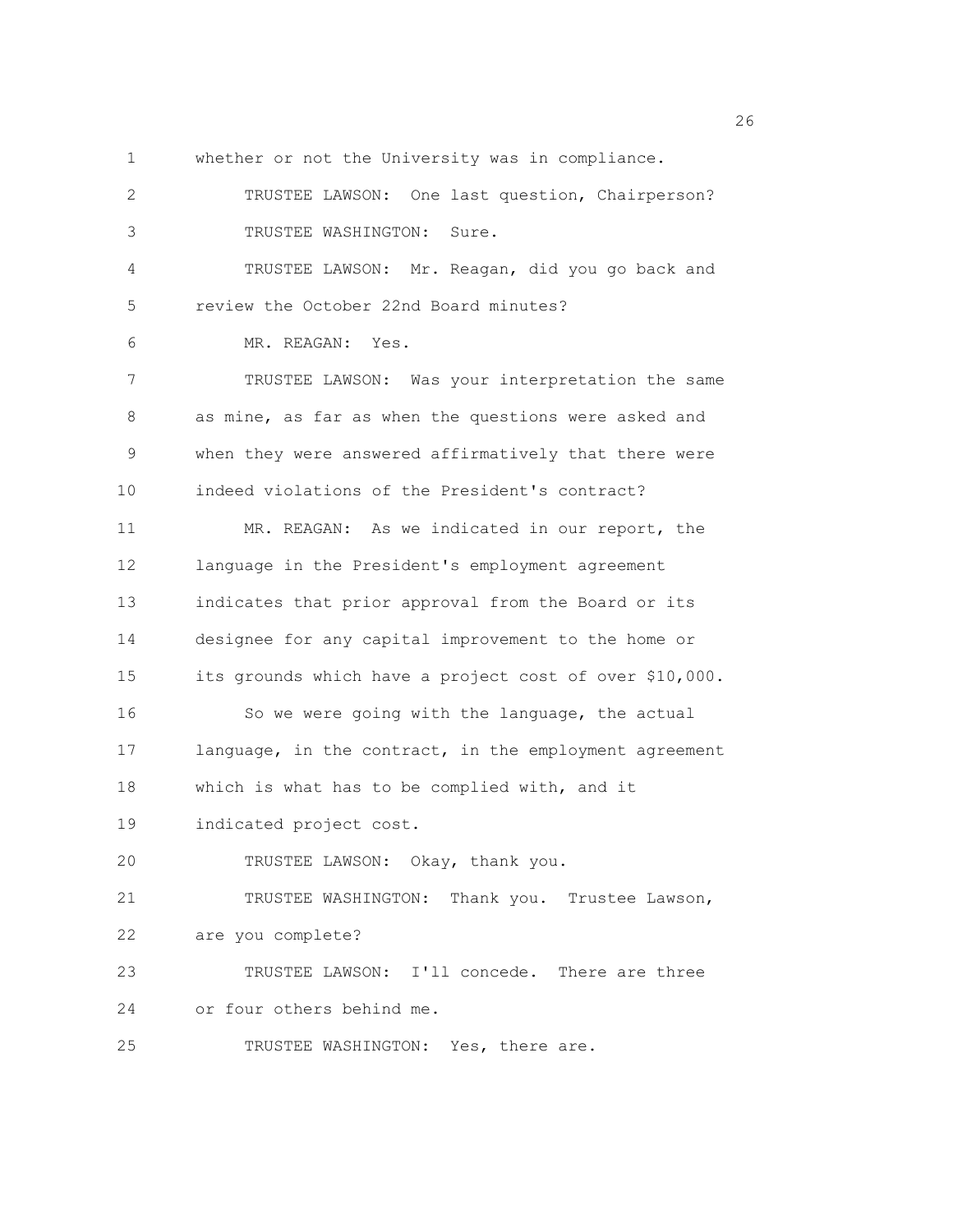whether or not the University was in compliance.

TRUSTEE LAWSON: One last question, Chairperson?

TRUSTEE WASHINGTON: Sure.

TRUSTEE LAWSON: Mr. Reagan, did you go back and review the October 22nd Board minutes?

MR. REAGAN: Yes.

TRUSTEE LAWSON: Was your interpretation the same as mine, as far as when the questions were asked and when they were answered affirmatively that there were indeed violations of the President's contract?

MR. REAGAN: As we indicated in our report, the language in the President's employment agreement indicates that prior approval from the Board or its designee for any capital improvement to the home or its grounds which have a project cost of over $10,000.

So we were going with the language, the actual language, in the contract, in the employment agreement which is what has to be complied with, and it indicated project cost.

TRUSTEE LAWSON: Okay, thank you.

TRUSTEE WASHINGTON: Thank you. Trustee Lawson, are you complete?

TRUSTEE LAWSON: I'll concede. There are three or four others behind me.

TRUSTEE WASHINGTON: Yes, there are.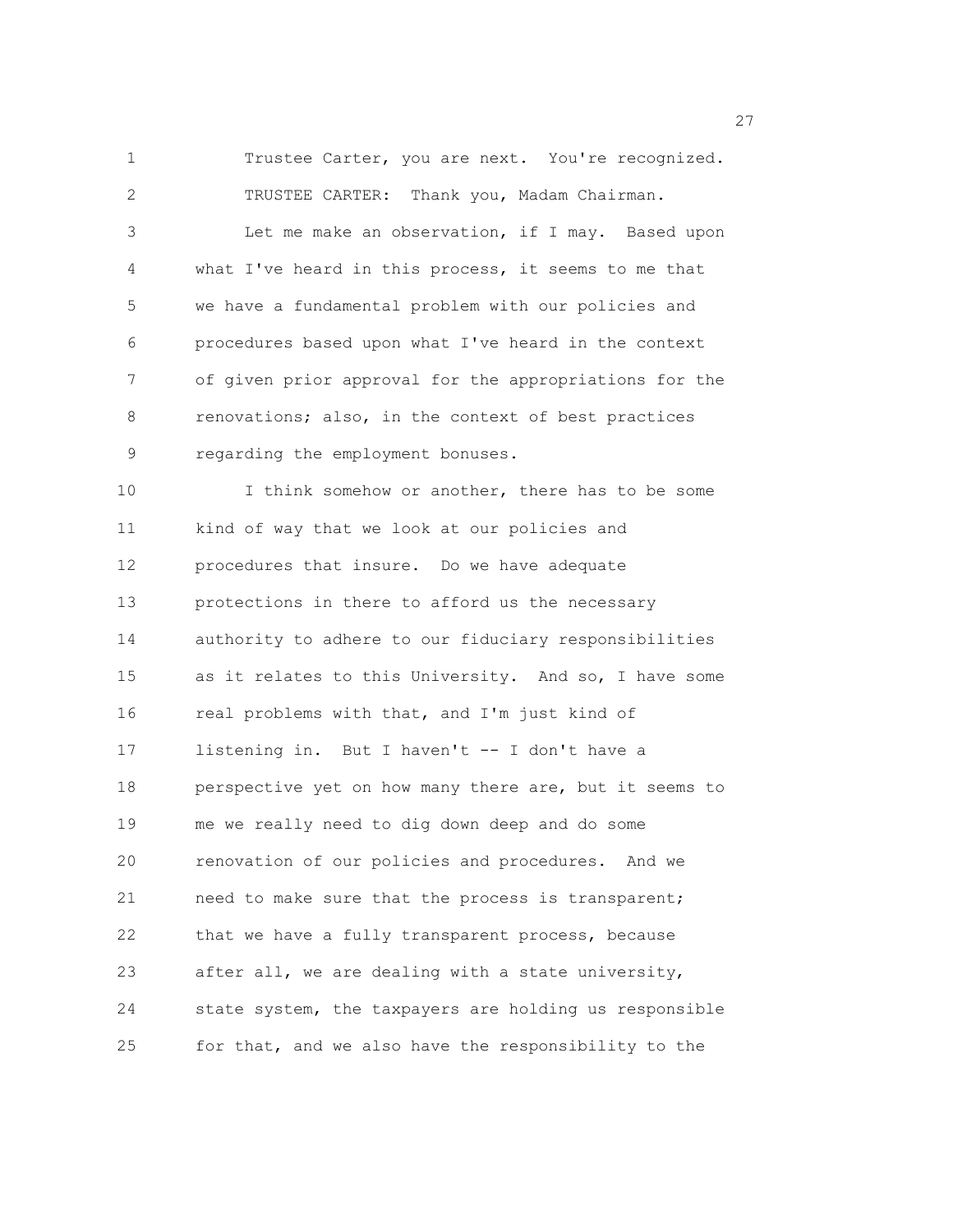Trustee Carter, you are next. You're recognized.

TRUSTEE CARTER: Thank you, Madam Chairman.

Let me make an observation, if I may. Based upon what I've heard in this process, it seems to me that we have a fundamental problem with our policies and procedures based upon what I've heard in the context of given prior approval for the appropriations for the renovations; also, in the context of best practices regarding the employment bonuses.

I think somehow or another, there has to be some kind of way that we look at our policies and procedures that insure. Do we have adequate protections in there to afford us the necessary authority to adhere to our fiduciary responsibilities as it relates to this University. And so, I have some real problems with that, and I'm just kind of listening in. But I haven't -- I don't have a perspective yet on how many there are, but it seems to me we really need to dig down deep and do some renovation of our policies and procedures. And we need to make sure that the process is transparent; that we have a fully transparent process, because after all, we are dealing with a state university, state system, the taxpayers are holding us responsible for that, and we also have the responsibility to the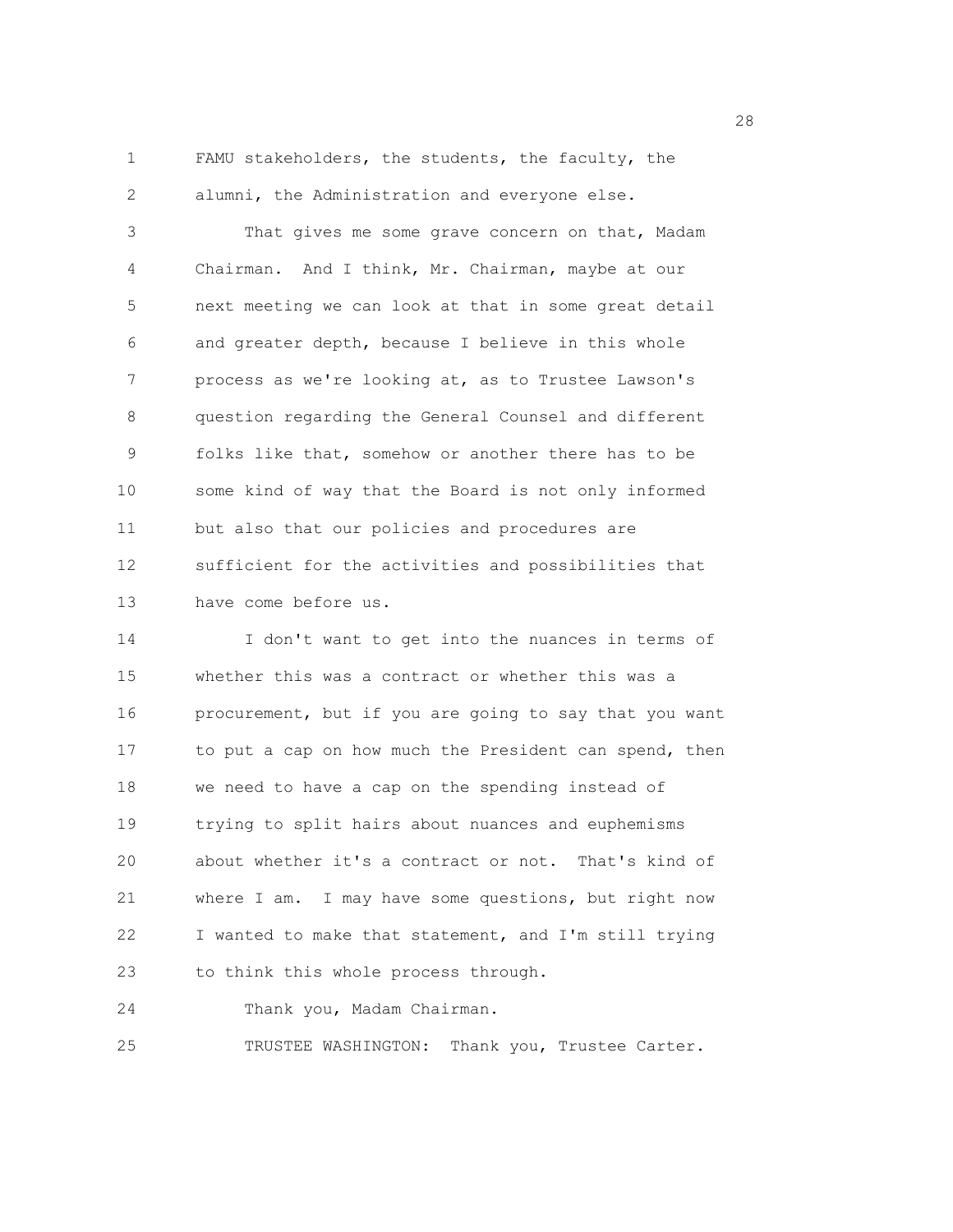FAMU stakeholders, the students, the faculty, the alumni, the Administration and everyone else.

That gives me some grave concern on that, Madam Chairman. And I think, Mr. Chairman, maybe at our next meeting we can look at that in some great detail and greater depth, because I believe in this whole process as we're looking at, as to Trustee Lawson's question regarding the General Counsel and different folks like that, somehow or another there has to be some kind of way that the Board is not only informed but also that our policies and procedures are sufficient for the activities and possibilities that have come before us.

I don't want to get into the nuances in terms of whether this was a contract or whether this was a procurement, but if you are going to say that you want to put a cap on how much the President can spend, then we need to have a cap on the spending instead of trying to split hairs about nuances and euphemisms about whether it's a contract or not. That's kind of where I am. I may have some questions, but right now I wanted to make that statement, and I'm still trying to think this whole process through.

Thank you, Madam Chairman.

TRUSTEE WASHINGTON: Thank you, Trustee Carter.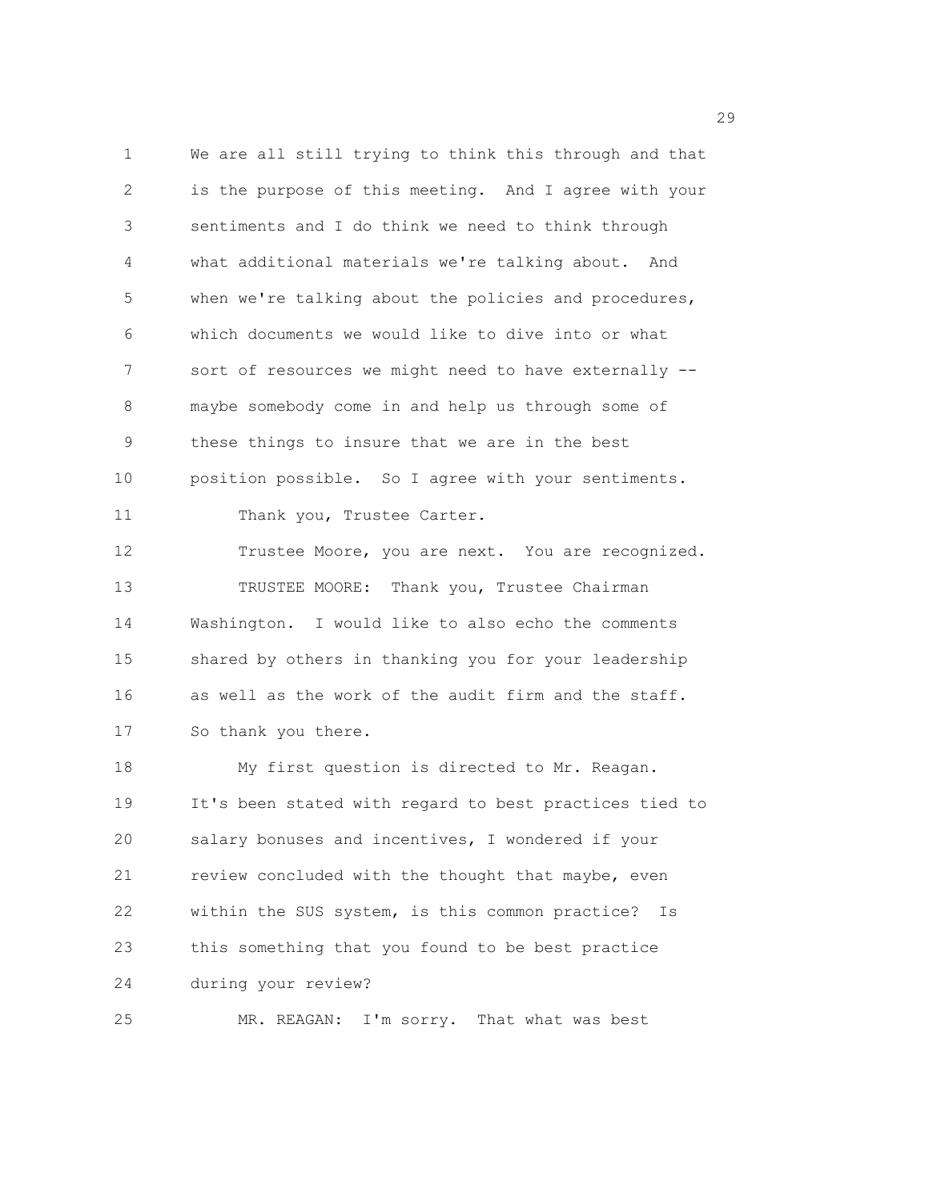We are all still trying to think this through and that is the purpose of this meeting. And I agree with your sentiments and I do think we need to think through what additional materials we're talking about. And when we're talking about the policies and procedures, which documents we would like to dive into or what sort of resources we might need to have externally -- maybe somebody come in and help us through some of these things to insure that we are in the best position possible. So I agree with your sentiments.

Thank you, Trustee Carter.

Trustee Moore, you are next. You are recognized.

TRUSTEE MOORE: Thank you, Trustee Chairman Washington. I would like to also echo the comments shared by others in thanking you for your leadership as well as the work of the audit firm and the staff. So thank you there.

My first question is directed to Mr. Reagan. It's been stated with regard to best practices tied to salary bonuses and incentives, I wondered if your review concluded with the thought that maybe, even within the SUS system, is this common practice? Is this something that you found to be best practice during your review?

MR. REAGAN: I'm sorry. That what was best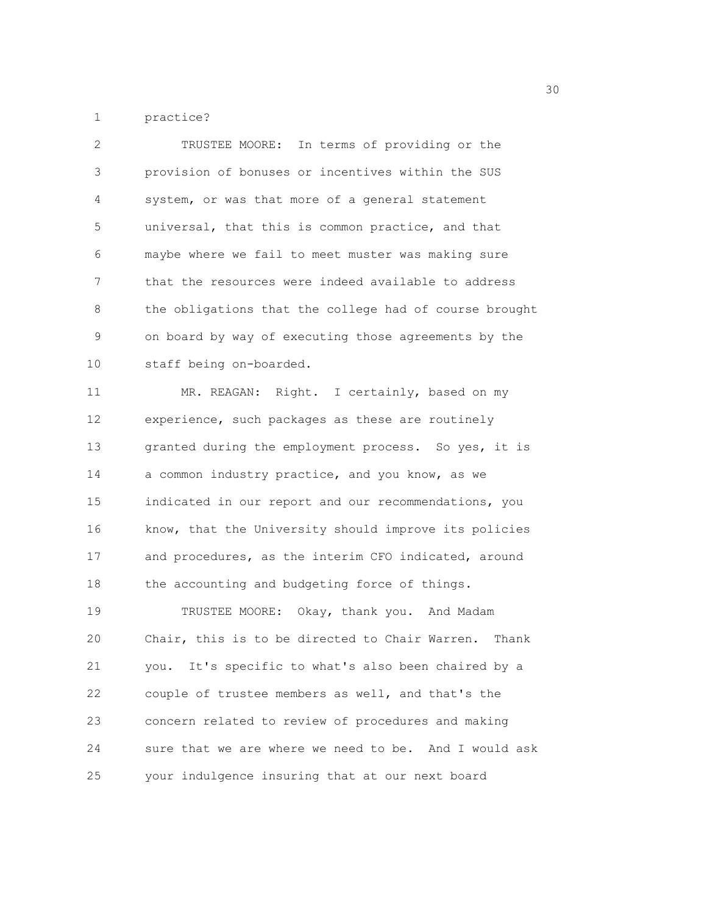practice?

TRUSTEE MOORE: In terms of providing or the provision of bonuses or incentives within the SUS system, or was that more of a general statement universal, that this is common practice, and that maybe where we fail to meet muster was making sure that the resources were indeed available to address the obligations that the college had of course brought on board by way of executing those agreements by the staff being on-boarded.

MR. REAGAN: Right. I certainly, based on my experience, such packages as these are routinely granted during the employment process. So yes, it is a common industry practice, and you know, as we indicated in our report and our recommendations, you know, that the University should improve its policies and procedures, as the interim CFO indicated, around the accounting and budgeting force of things.

TRUSTEE MOORE: Okay, thank you. And Madam Chair, this is to be directed to Chair Warren. Thank you. It's specific to what's also been chaired by a couple of trustee members as well, and that's the concern related to review of procedures and making sure that we are where we need to be. And I would ask your indulgence insuring that at our next board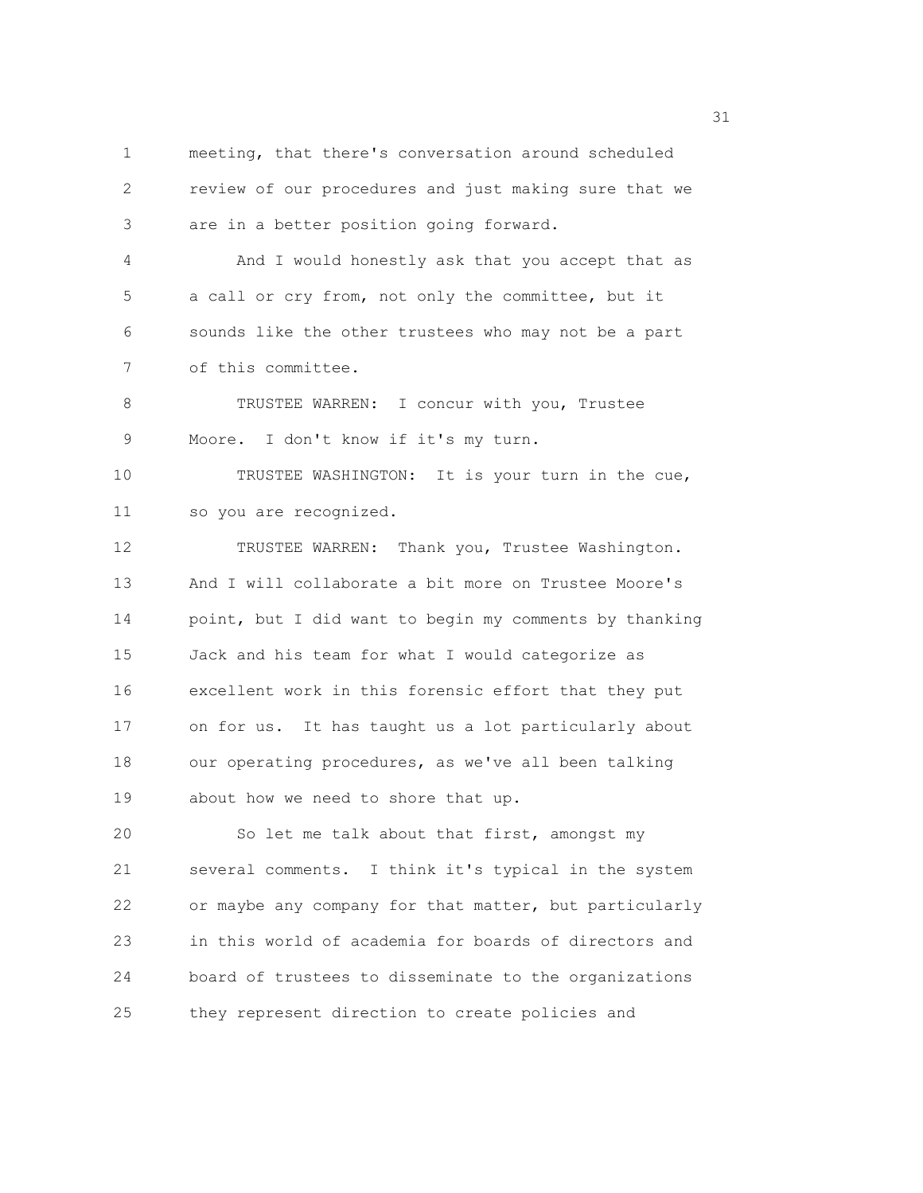meeting, that there's conversation around scheduled review of our procedures and just making sure that we are in a better position going forward.

And I would honestly ask that you accept that as a call or cry from, not only the committee, but it sounds like the other trustees who may not be a part of this committee.

TRUSTEE WARREN: I concur with you, Trustee Moore. I don't know if it's my turn.

TRUSTEE WASHINGTON: It is your turn in the cue, so you are recognized.

TRUSTEE WARREN: Thank you, Trustee Washington. And I will collaborate a bit more on Trustee Moore's point, but I did want to begin my comments by thanking Jack and his team for what I would categorize as excellent work in this forensic effort that they put on for us. It has taught us a lot particularly about our operating procedures, as we've all been talking about how we need to shore that up.

So let me talk about that first, amongst my several comments. I think it's typical in the system or maybe any company for that matter, but particularly in this world of academia for boards of directors and board of trustees to disseminate to the organizations they represent direction to create policies and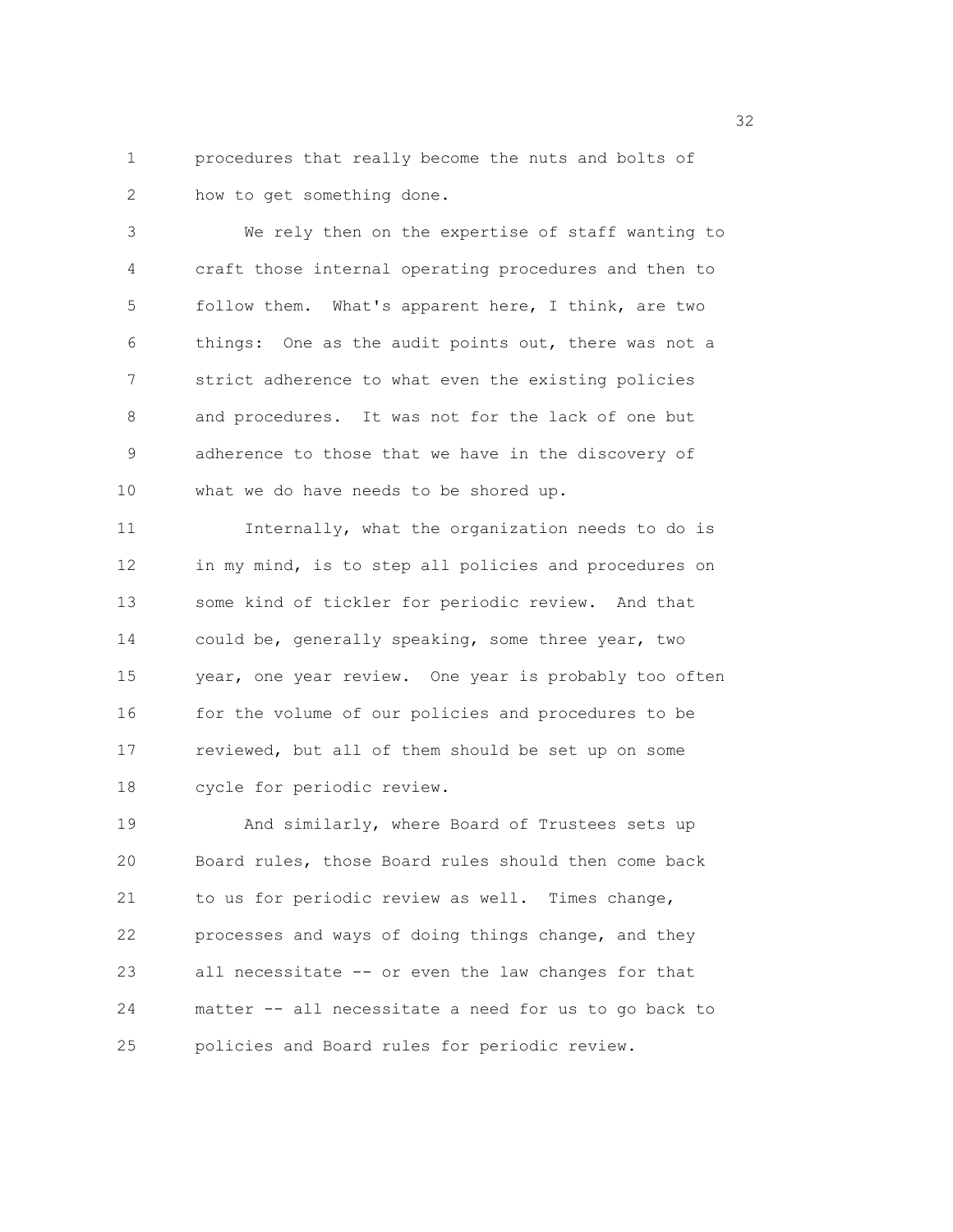procedures that really become the nuts and bolts of how to get something done.

We rely then on the expertise of staff wanting to craft those internal operating procedures and then to follow them. What's apparent here, I think, are two things: One as the audit points out, there was not a strict adherence to what even the existing policies and procedures. It was not for the lack of one but adherence to those that we have in the discovery of what we do have needs to be shored up.

Internally, what the organization needs to do is in my mind, is to step all policies and procedures on some kind of tickler for periodic review. And that could be, generally speaking, some three year, two year, one year review. One year is probably too often for the volume of our policies and procedures to be reviewed, but all of them should be set up on some cycle for periodic review.

And similarly, where Board of Trustees sets up Board rules, those Board rules should then come back to us for periodic review as well. Times change, processes and ways of doing things change, and they all necessitate -- or even the law changes for that matter -- all necessitate a need for us to go back to policies and Board rules for periodic review.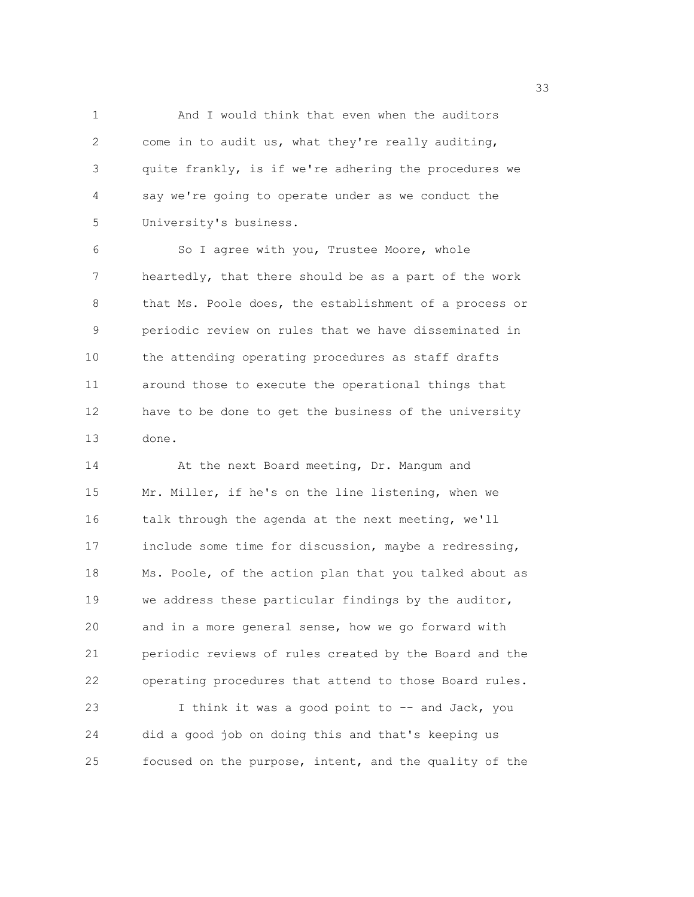And I would think that even when the auditors come in to audit us, what they're really auditing, quite frankly, is if we're adhering the procedures we say we're going to operate under as we conduct the University's business.

So I agree with you, Trustee Moore, whole heartedly, that there should be as a part of the work that Ms. Poole does, the establishment of a process or periodic review on rules that we have disseminated in the attending operating procedures as staff drafts around those to execute the operational things that have to be done to get the business of the university done.

At the next Board meeting, Dr. Mangum and Mr. Miller, if he's on the line listening, when we talk through the agenda at the next meeting, we'll include some time for discussion, maybe a redressing, Ms. Poole, of the action plan that you talked about as we address these particular findings by the auditor, and in a more general sense, how we go forward with periodic reviews of rules created by the Board and the operating procedures that attend to those Board rules.

I think it was a good point to -- and Jack, you did a good job on doing this and that's keeping us focused on the purpose, intent, and the quality of the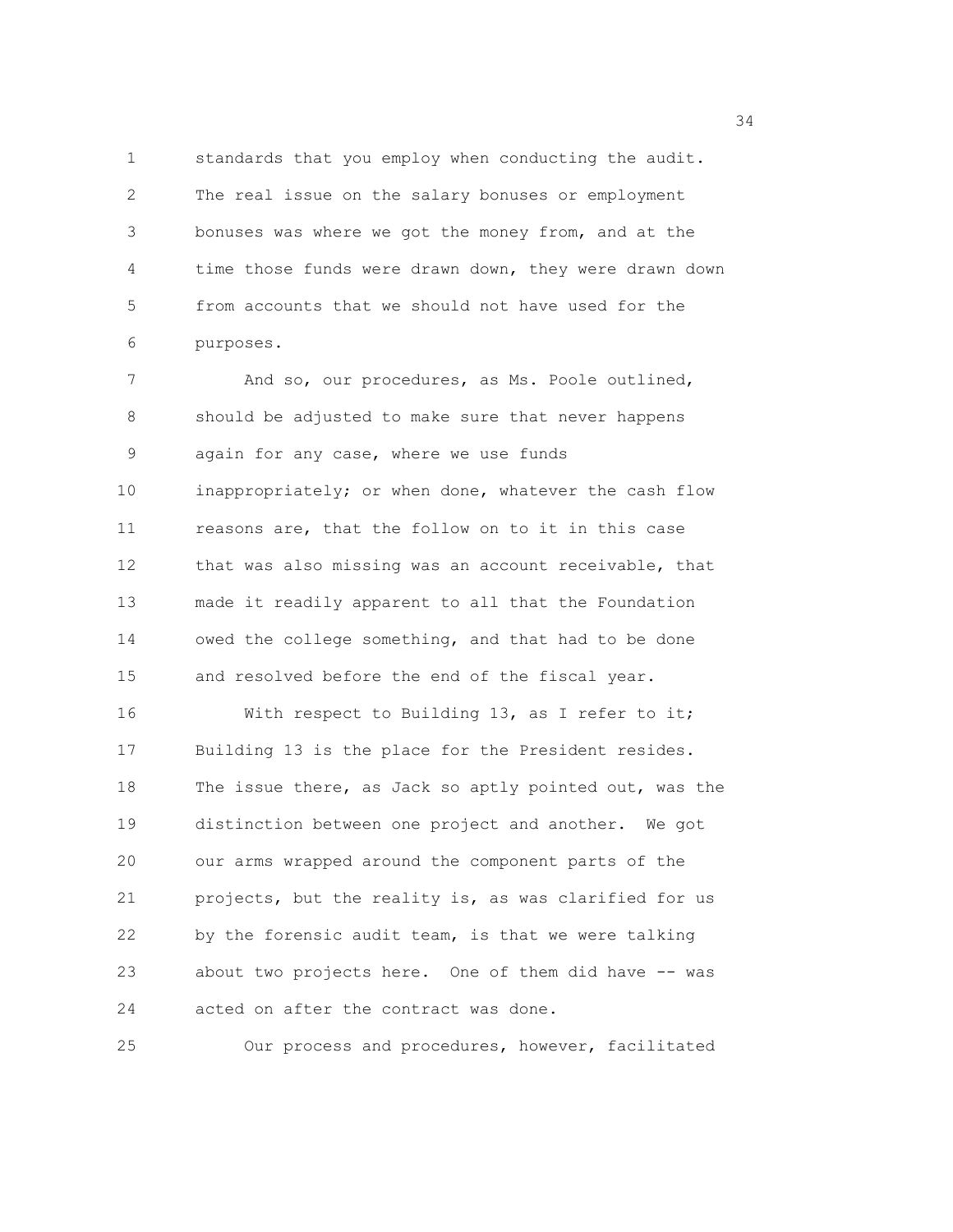standards that you employ when conducting the audit. The real issue on the salary bonuses or employment bonuses was where we got the money from, and at the time those funds were drawn down, they were drawn down from accounts that we should not have used for the purposes.

And so, our procedures, as Ms. Poole outlined, should be adjusted to make sure that never happens again for any case, where we use funds inappropriately; or when done, whatever the cash flow reasons are, that the follow on to it in this case that was also missing was an account receivable, that made it readily apparent to all that the Foundation owed the college something, and that had to be done and resolved before the end of the fiscal year.

With respect to Building 13, as I refer to it; Building 13 is the place for the President resides. The issue there, as Jack so aptly pointed out, was the distinction between one project and another. We got our arms wrapped around the component parts of the projects, but the reality is, as was clarified for us by the forensic audit team, is that we were talking about two projects here. One of them did have -- was acted on after the contract was done.

Our process and procedures, however, facilitated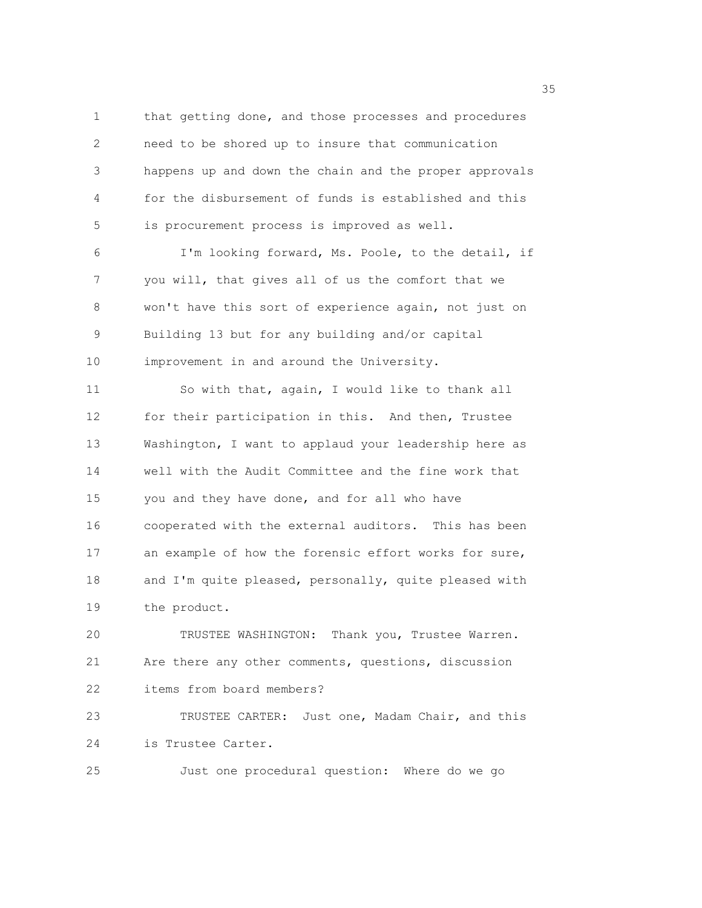that getting done, and those processes and procedures need to be shored up to insure that communication happens up and down the chain and the proper approvals for the disbursement of funds is established and this is procurement process is improved as well.

I'm looking forward, Ms. Poole, to the detail, if you will, that gives all of us the comfort that we won't have this sort of experience again, not just on Building 13 but for any building and/or capital improvement in and around the University.

So with that, again, I would like to thank all for their participation in this. And then, Trustee Washington, I want to applaud your leadership here as well with the Audit Committee and the fine work that you and they have done, and for all who have cooperated with the external auditors. This has been an example of how the forensic effort works for sure, and I'm quite pleased, personally, quite pleased with the product.

TRUSTEE WASHINGTON: Thank you, Trustee Warren. Are there any other comments, questions, discussion items from board members?

TRUSTEE CARTER: Just one, Madam Chair, and this is Trustee Carter.

Just one procedural question: Where do we go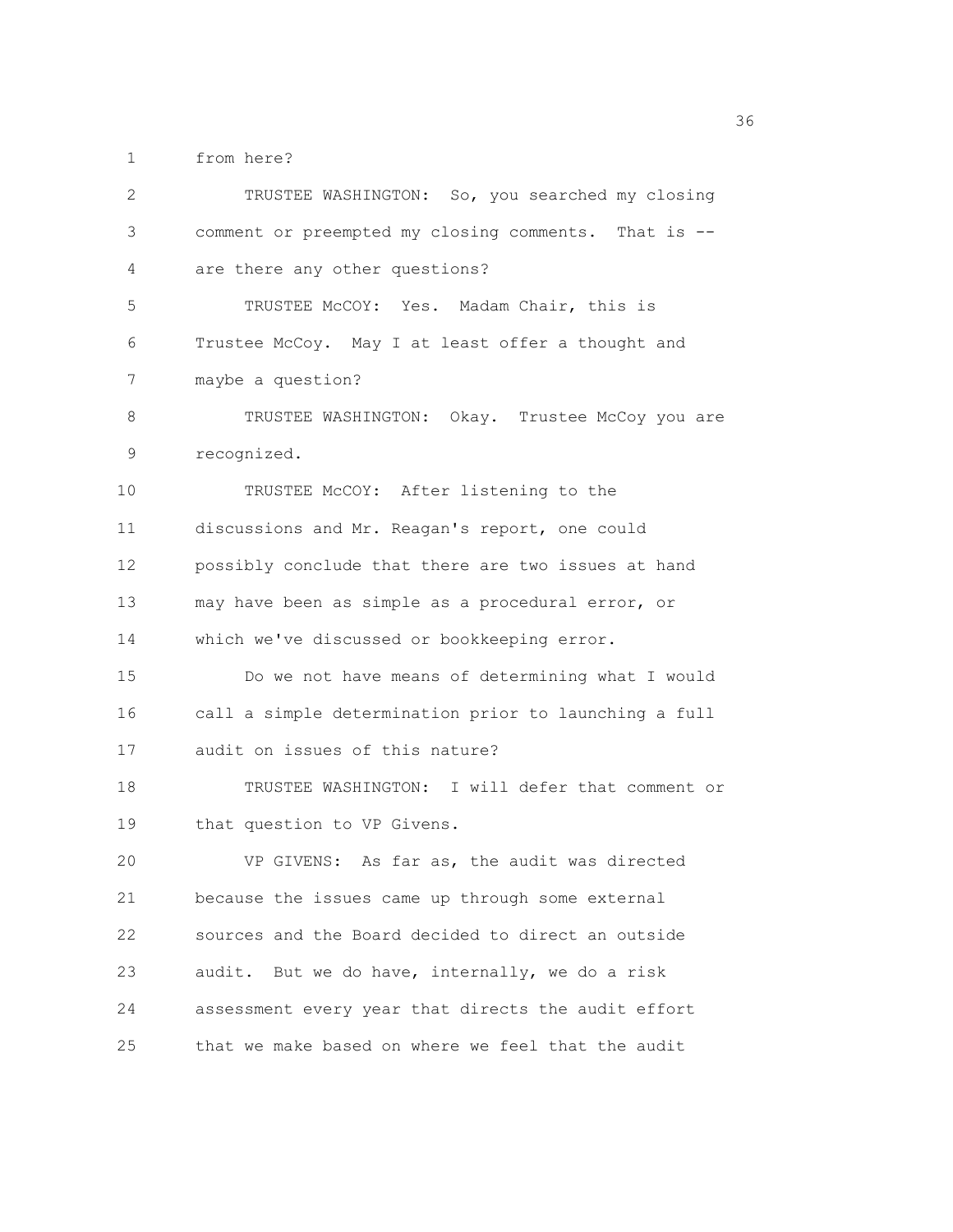from here?

TRUSTEE WASHINGTON: So, you searched my closing comment or preempted my closing comments. That is -- are there any other questions?

TRUSTEE McCOY: Yes. Madam Chair, this is Trustee McCoy. May I at least offer a thought and maybe a question?

TRUSTEE WASHINGTON: Okay. Trustee McCoy you are recognized.

TRUSTEE McCOY: After listening to the discussions and Mr. Reagan's report, one could possibly conclude that there are two issues at hand may have been as simple as a procedural error, or which we've discussed or bookkeeping error.

Do we not have means of determining what I would call a simple determination prior to launching a full audit on issues of this nature?

TRUSTEE WASHINGTON: I will defer that comment or that question to VP Givens.

VP GIVENS: As far as, the audit was directed because the issues came up through some external sources and the Board decided to direct an outside audit. But we do have, internally, we do a risk assessment every year that directs the audit effort that we make based on where we feel that the audit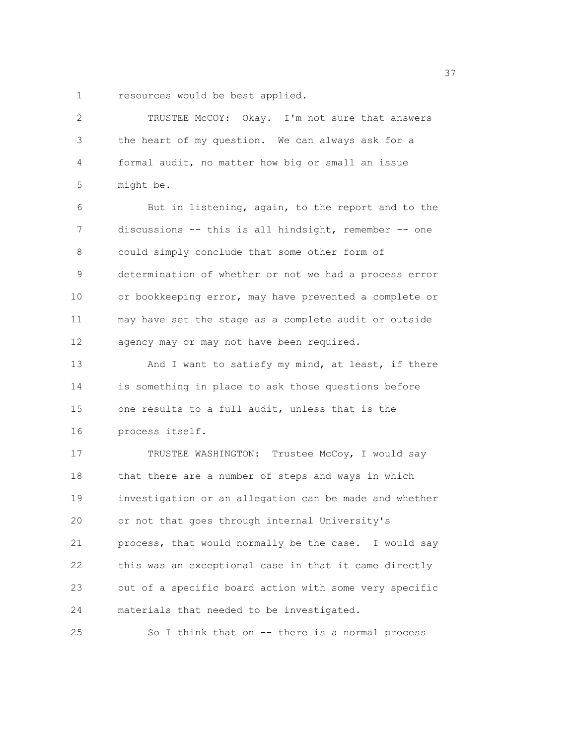resources would be best applied.

TRUSTEE McCOY: Okay. I'm not sure that answers the heart of my question. We can always ask for a formal audit, no matter how big or small an issue might be.

But in listening, again, to the report and to the discussions -- this is all hindsight, remember -- one could simply conclude that some other form of determination of whether or not we had a process error or bookkeeping error, may have prevented a complete or may have set the stage as a complete audit or outside agency may or may not have been required.

And I want to satisfy my mind, at least, if there is something in place to ask those questions before one results to a full audit, unless that is the process itself.

TRUSTEE WASHINGTON: Trustee McCoy, I would say that there are a number of steps and ways in which investigation or an allegation can be made and whether or not that goes through internal University's process, that would normally be the case. I would say this was an exceptional case in that it came directly out of a specific board action with some very specific materials that needed to be investigated.

So I think that on -- there is a normal process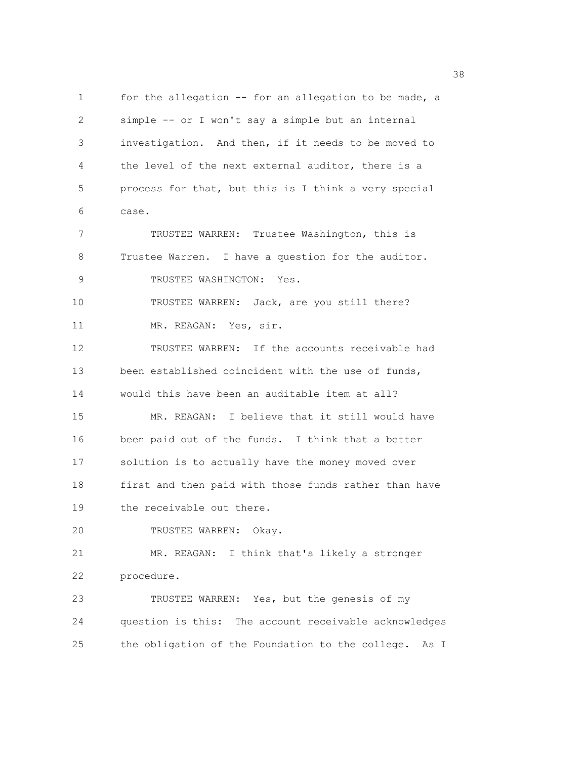for the allegation -- for an allegation to be made, a simple -- or I won't say a simple but an internal investigation. And then, if it needs to be moved to the level of the next external auditor, there is a process for that, but this is I think a very special case.

TRUSTEE WARREN: Trustee Washington, this is Trustee Warren. I have a question for the auditor.

TRUSTEE WASHINGTON: Yes.

TRUSTEE WARREN: Jack, are you still there?

MR. REAGAN: Yes, sir.

TRUSTEE WARREN: If the accounts receivable had been established coincident with the use of funds, would this have been an auditable item at all?

MR. REAGAN: I believe that it still would have been paid out of the funds. I think that a better solution is to actually have the money moved over first and then paid with those funds rather than have the receivable out there.

TRUSTEE WARREN: Okay.

MR. REAGAN: I think that's likely a stronger procedure.

TRUSTEE WARREN: Yes, but the genesis of my question is this: The account receivable acknowledges the obligation of the Foundation to the college. As I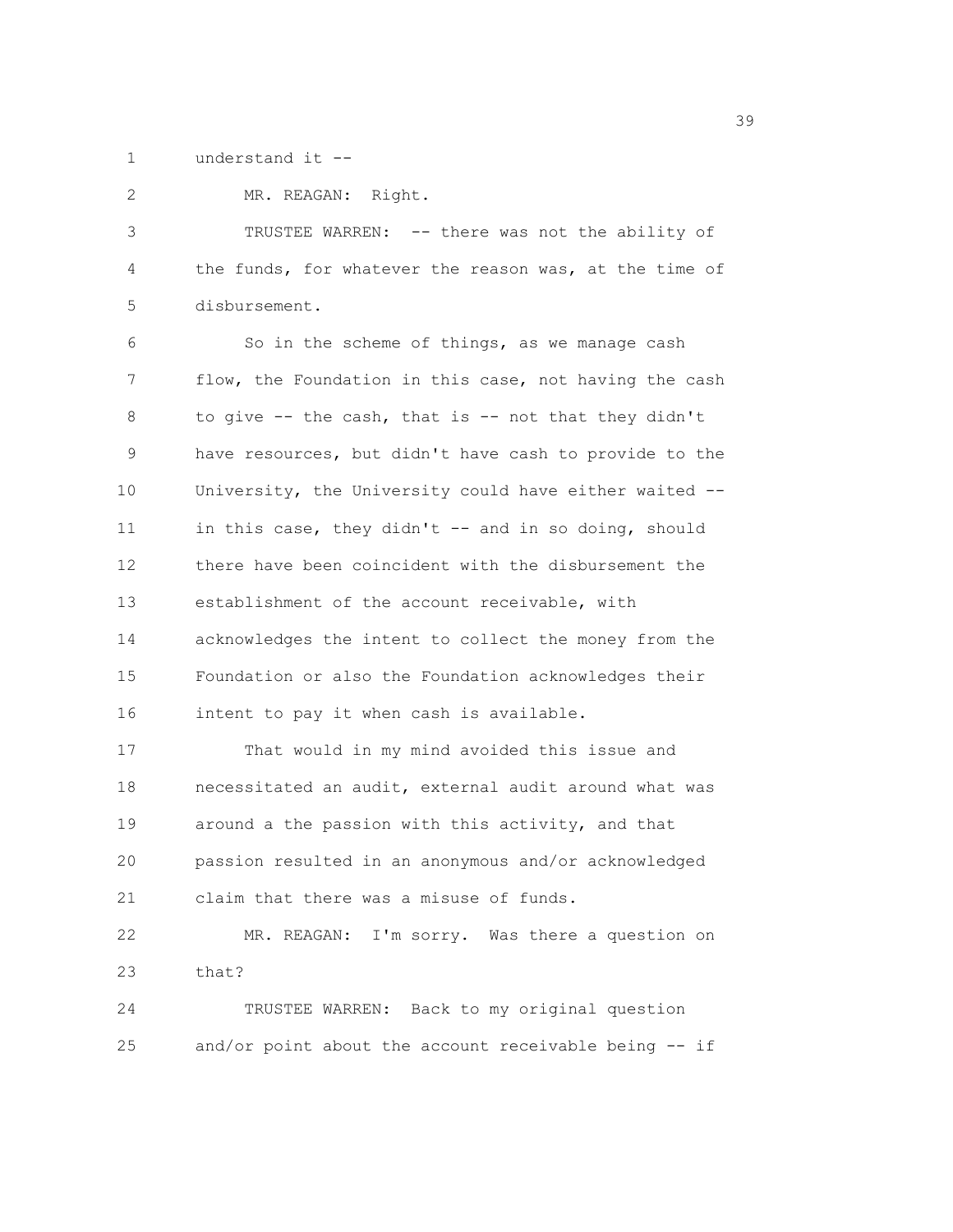understand it --

MR. REAGAN: Right.

TRUSTEE WARREN: -- there was not the ability of the funds, for whatever the reason was, at the time of disbursement.

So in the scheme of things, as we manage cash flow, the Foundation in this case, not having the cash to give -- the cash, that is -- not that they didn't have resources, but didn't have cash to provide to the University, the University could have either waited -- in this case, they didn't -- and in so doing, should there have been coincident with the disbursement the establishment of the account receivable, with acknowledges the intent to collect the money from the Foundation or also the Foundation acknowledges their intent to pay it when cash is available.

That would in my mind avoided this issue and necessitated an audit, external audit around what was around a the passion with this activity, and that passion resulted in an anonymous and/or acknowledged claim that there was a misuse of funds.

MR. REAGAN: I'm sorry. Was there a question on that?

TRUSTEE WARREN: Back to my original question and/or point about the account receivable being -- if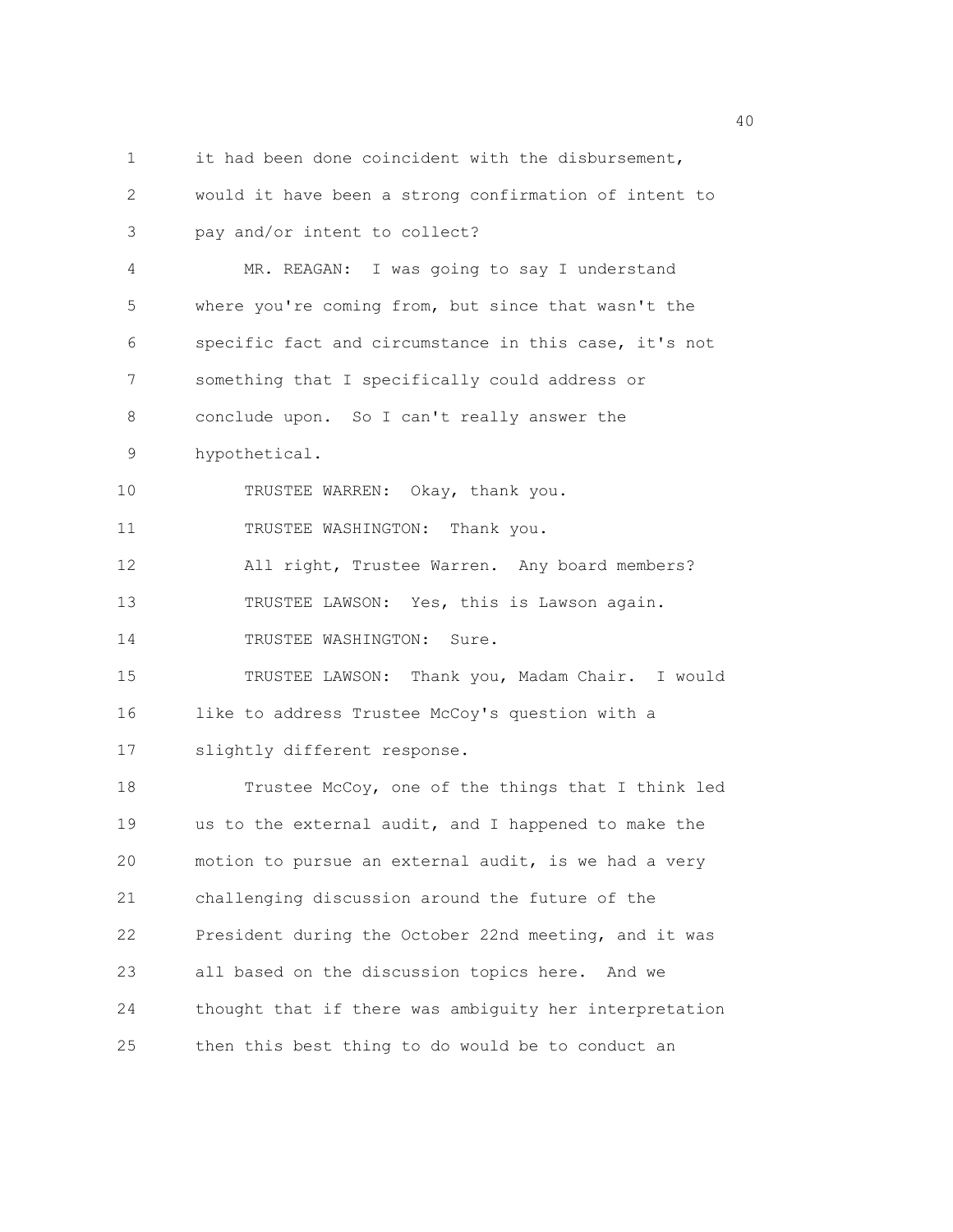it had been done coincident with the disbursement, would it have been a strong confirmation of intent to pay and/or intent to collect?

MR. REAGAN: I was going to say I understand where you're coming from, but since that wasn't the specific fact and circumstance in this case, it's not something that I specifically could address or conclude upon. So I can't really answer the hypothetical.

TRUSTEE WARREN: Okay, thank you.

TRUSTEE WASHINGTON: Thank you.

All right, Trustee Warren. Any board members?

TRUSTEE LAWSON: Yes, this is Lawson again.

TRUSTEE WASHINGTON: Sure.

TRUSTEE LAWSON: Thank you, Madam Chair. I would like to address Trustee McCoy's question with a slightly different response.

Trustee McCoy, one of the things that I think led us to the external audit, and I happened to make the motion to pursue an external audit, is we had a very challenging discussion around the future of the President during the October 22nd meeting, and it was all based on the discussion topics here. And we thought that if there was ambiguity her interpretation then this best thing to do would be to conduct an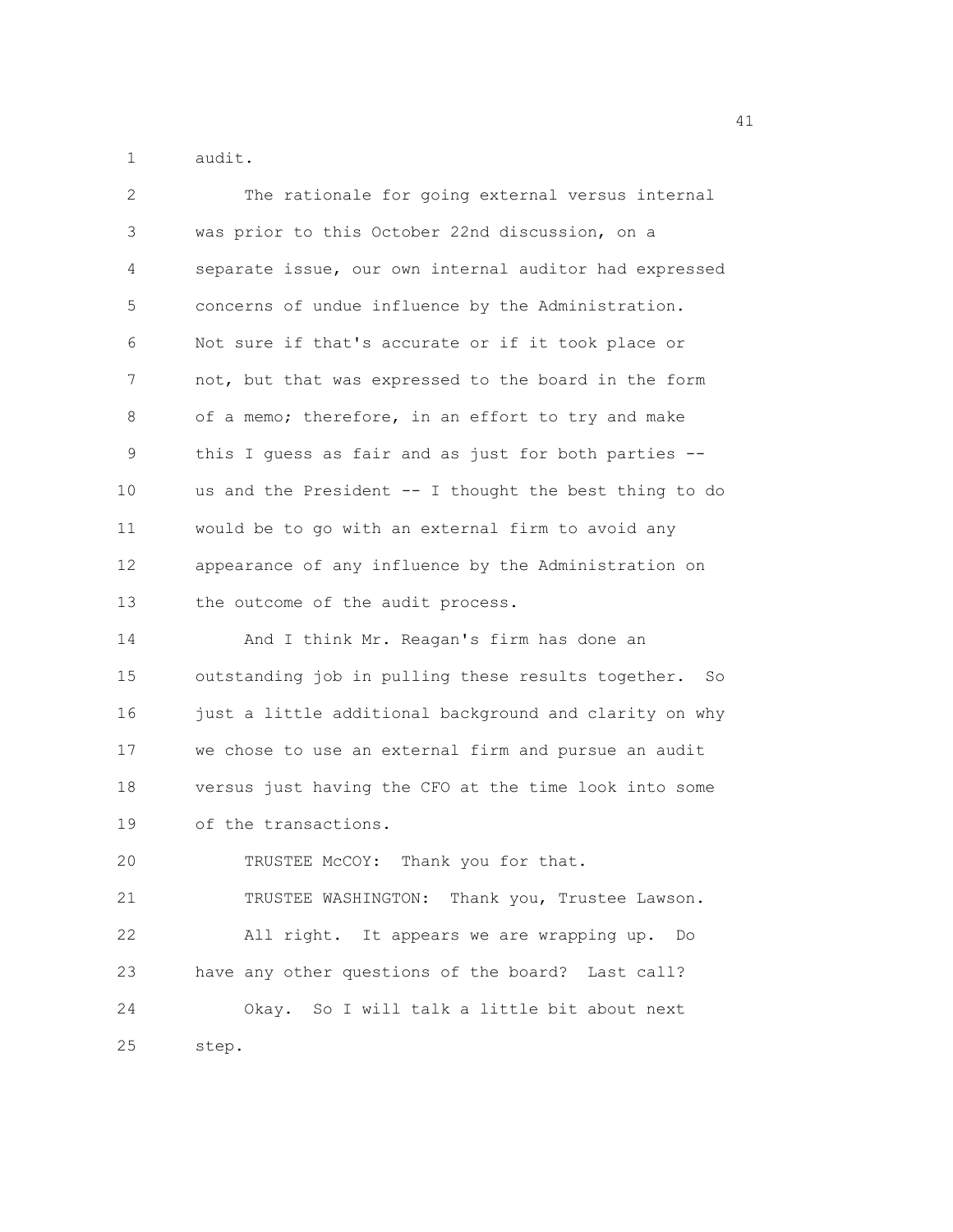audit.

The rationale for going external versus internal was prior to this October 22nd discussion, on a separate issue, our own internal auditor had expressed concerns of undue influence by the Administration. Not sure if that's accurate or if it took place or not, but that was expressed to the board in the form of a memo; therefore, in an effort to try and make this I guess as fair and as just for both parties -- us and the President -- I thought the best thing to do would be to go with an external firm to avoid any appearance of any influence by the Administration on the outcome of the audit process.

And I think Mr. Reagan's firm has done an outstanding job in pulling these results together. So just a little additional background and clarity on why we chose to use an external firm and pursue an audit versus just having the CFO at the time look into some of the transactions.

TRUSTEE McCOY: Thank you for that.

TRUSTEE WASHINGTON: Thank you, Trustee Lawson.

All right. It appears we are wrapping up. Do have any other questions of the board? Last call?

Okay. So I will talk a little bit about next step.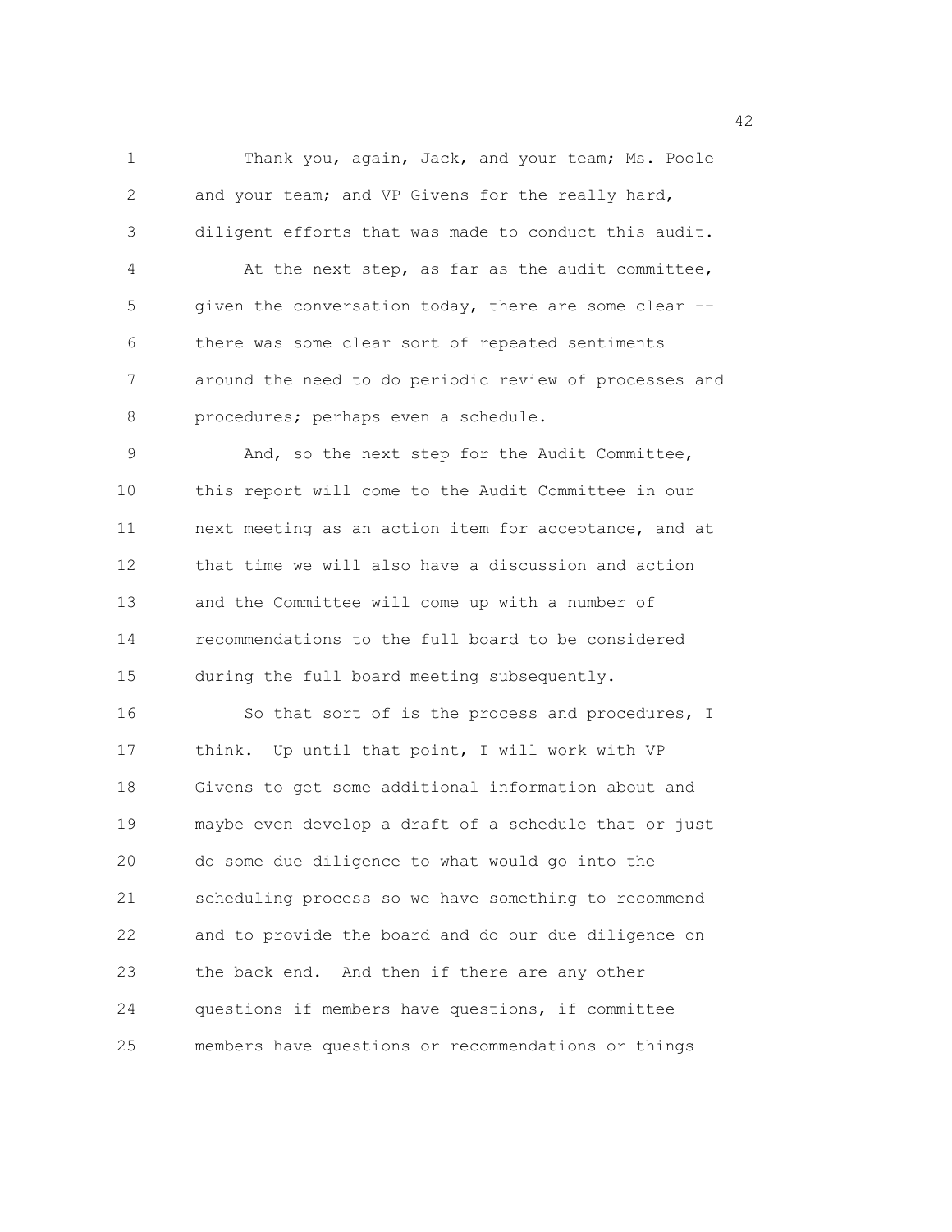Thank you, again, Jack, and your team; Ms. Poole and your team; and VP Givens for the really hard, diligent efforts that was made to conduct this audit.

At the next step, as far as the audit committee, given the conversation today, there are some clear -- there was some clear sort of repeated sentiments around the need to do periodic review of processes and procedures; perhaps even a schedule.

And, so the next step for the Audit Committee, this report will come to the Audit Committee in our next meeting as an action item for acceptance, and at that time we will also have a discussion and action and the Committee will come up with a number of recommendations to the full board to be considered during the full board meeting subsequently.

So that sort of is the process and procedures, I think. Up until that point, I will work with VP Givens to get some additional information about and maybe even develop a draft of a schedule that or just do some due diligence to what would go into the scheduling process so we have something to recommend and to provide the board and do our due diligence on the back end. And then if there are any other questions if members have questions, if committee members have questions or recommendations or things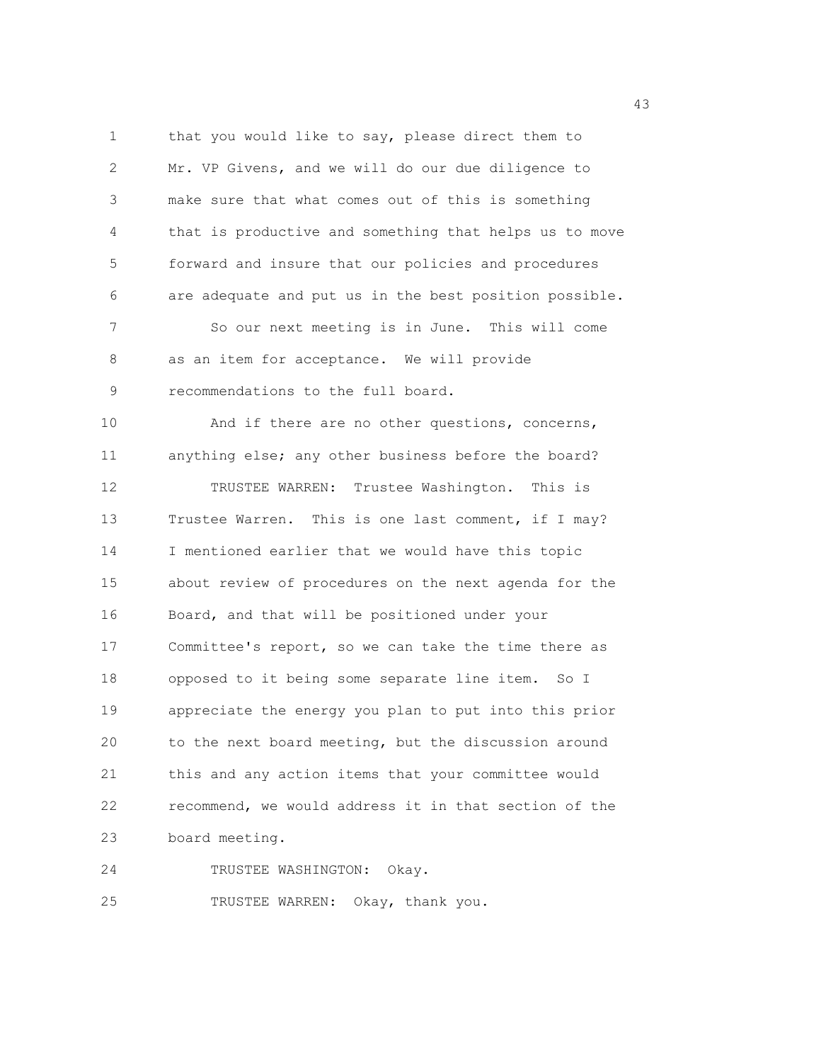that you would like to say, please direct them to Mr. VP Givens, and we will do our due diligence to make sure that what comes out of this is something that is productive and something that helps us to move forward and insure that our policies and procedures are adequate and put us in the best position possible.

So our next meeting is in June. This will come as an item for acceptance. We will provide recommendations to the full board.

And if there are no other questions, concerns, anything else; any other business before the board?

TRUSTEE WARREN: Trustee Washington. This is Trustee Warren. This is one last comment, if I may? I mentioned earlier that we would have this topic about review of procedures on the next agenda for the Board, and that will be positioned under your Committee's report, so we can take the time there as opposed to it being some separate line item. So I appreciate the energy you plan to put into this prior to the next board meeting, but the discussion around this and any action items that your committee would recommend, we would address it in that section of the board meeting.

TRUSTEE WASHINGTON: Okay.

TRUSTEE WARREN: Okay, thank you.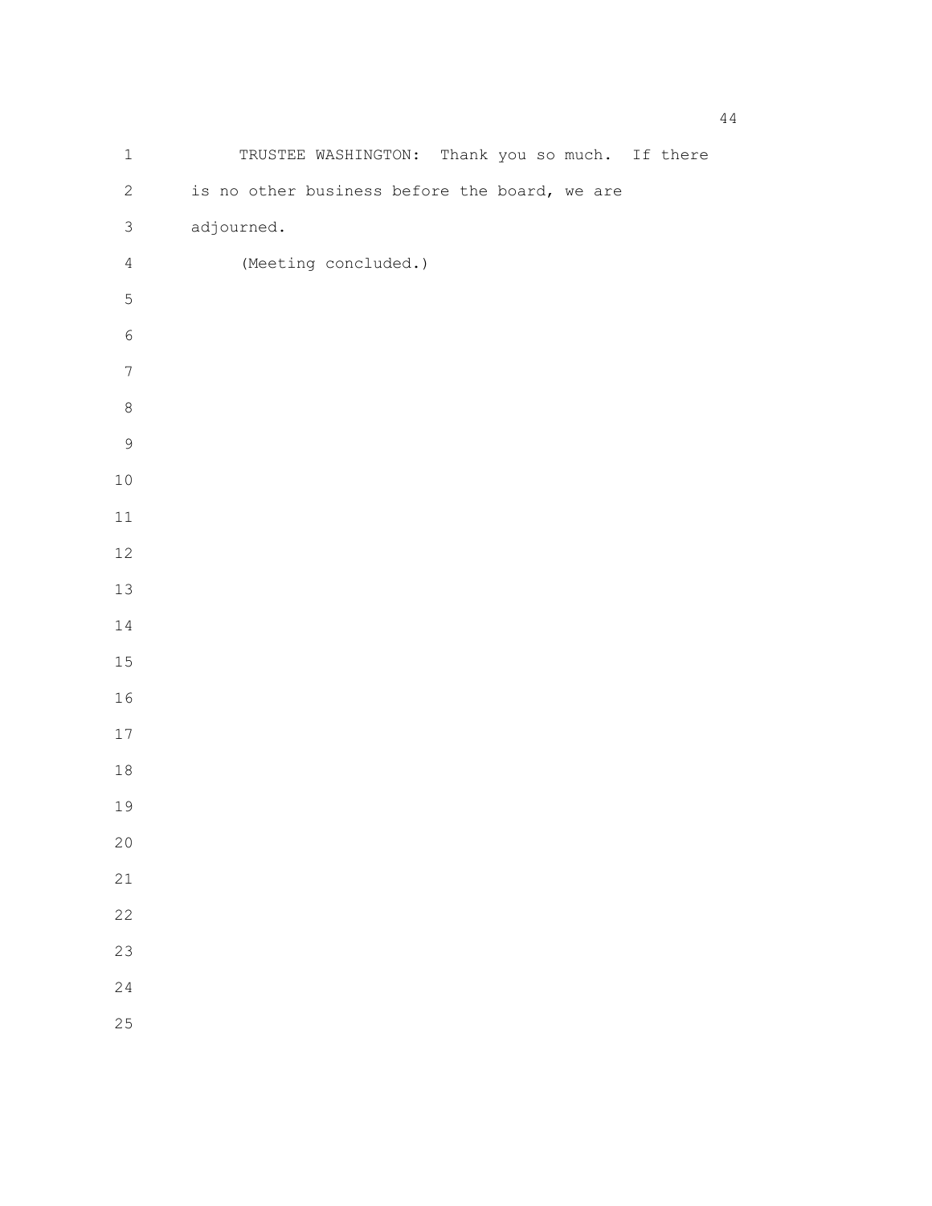TRUSTEE WASHINGTON: Thank you so much. If there is no other business before the board, we are adjourned.

(Meeting concluded.)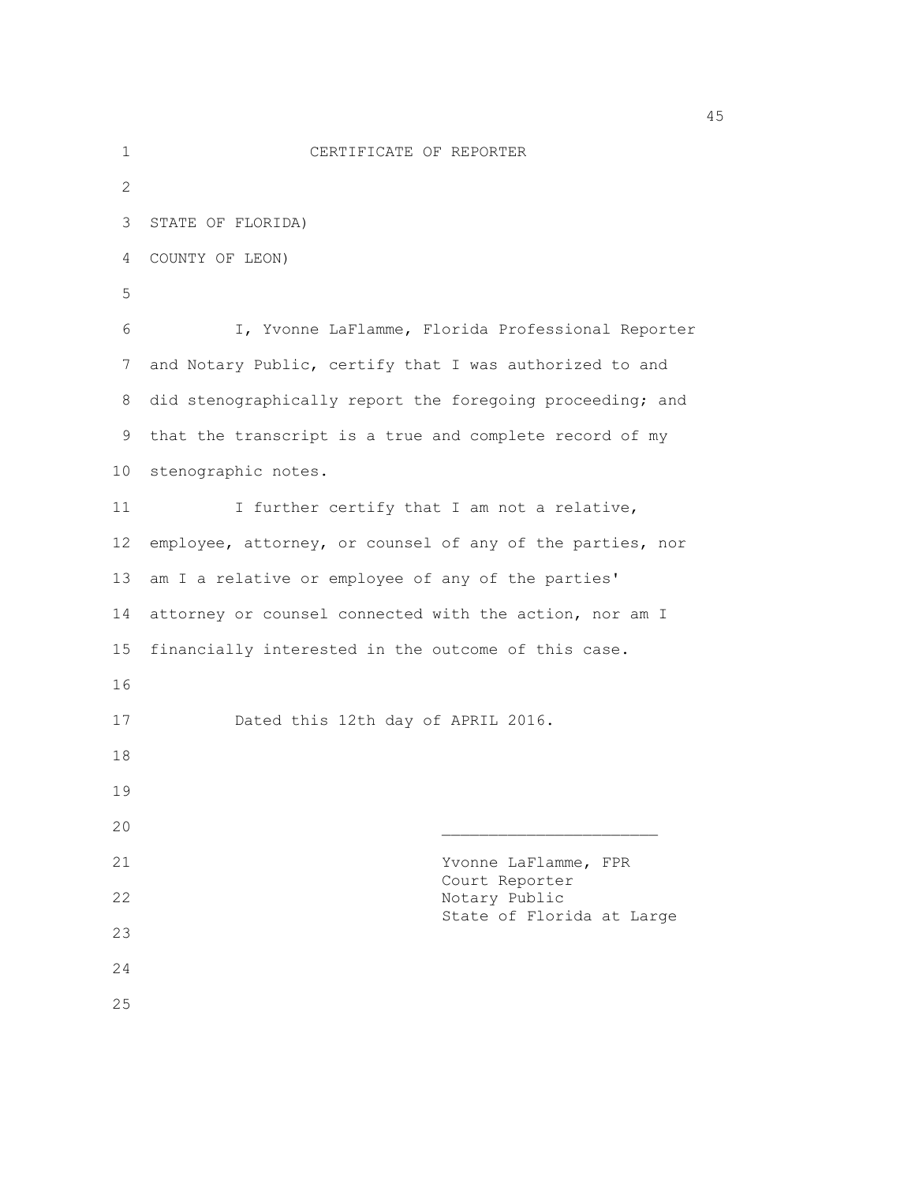# CERTIFICATE OF REPORTER

STATE OF FLORIDA)

COUNTY OF LEON)

I, Yvonne LaFlamme, Florida Professional Reporter and Notary Public, certify that I was authorized to and did stenographically report the foregoing proceeding; and that the transcript is a true and complete record of my stenographic notes.

I further certify that I am not a relative, employee, attorney, or counsel of any of the parties, nor am I a relative or employee of any of the parties' attorney or counsel connected with the action, nor am I financially interested in the outcome of this case.

Dated this 12th day of APRIL 2016.

______________________

Yvonne LaFlamme, FPR
Court Reporter
Notary Public
State of Florida at Large